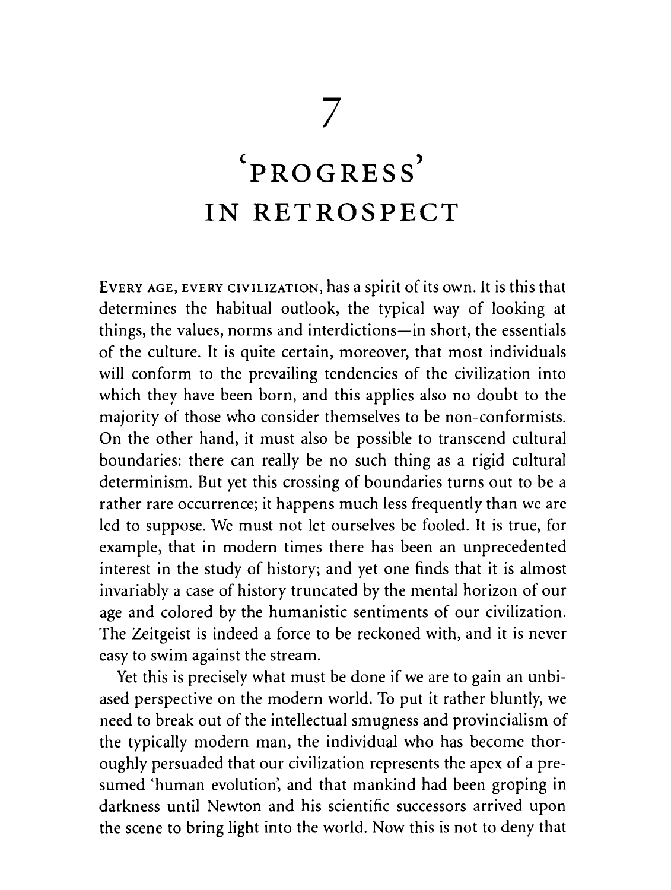# 7

# 'PROGRESS' IN RETROSPECT

EVERY AGE, EVERY CIVILIZATION, has a spirit of its own. It is this that determines the habitual outlook, the typical way of looking at things, the values, norms and interdictions—in short, the essentials of the culture. It is quite certain, moreover, that most individuals will conform to the prevailing tendencies of the civilization into which they have been born, and this applies also no doubt to the majority of those who consider themselves to be non-conformists. On the other hand, it must also be possible to transcend cultural boundaries: there can really be no such thing as a rigid cultural determinism. But yet this crossing of boundaries turns out to be a rather rare occurrence; it happens much less frequently than we are led to suppose. We must not let ourselves be fooled. It is true, for example, that in modern times there has been an unprecedented interest in the study of history; and yet one finds that it is almost invariably a case of history truncated by the mental horizon of our age and colored by the humanistic sentiments of our civilization. The Zeitgeist is indeed a force to be reckoned with, and it is never easy to swim against the stream.

Yet this is precisely what must be done if we are to gain an unbiased perspective on the modern world. To put it rather bluntly, we need to break out of the intellectual smugness and provincialism of the typically modern man, the individual who has become thoroughly persuaded that our civilization represents the apex of a presumed 'human evolution', and that mankind had been groping in darkness until Newton and his scientific successors arrived upon the scene to bring light into the world. Now this is not to deny that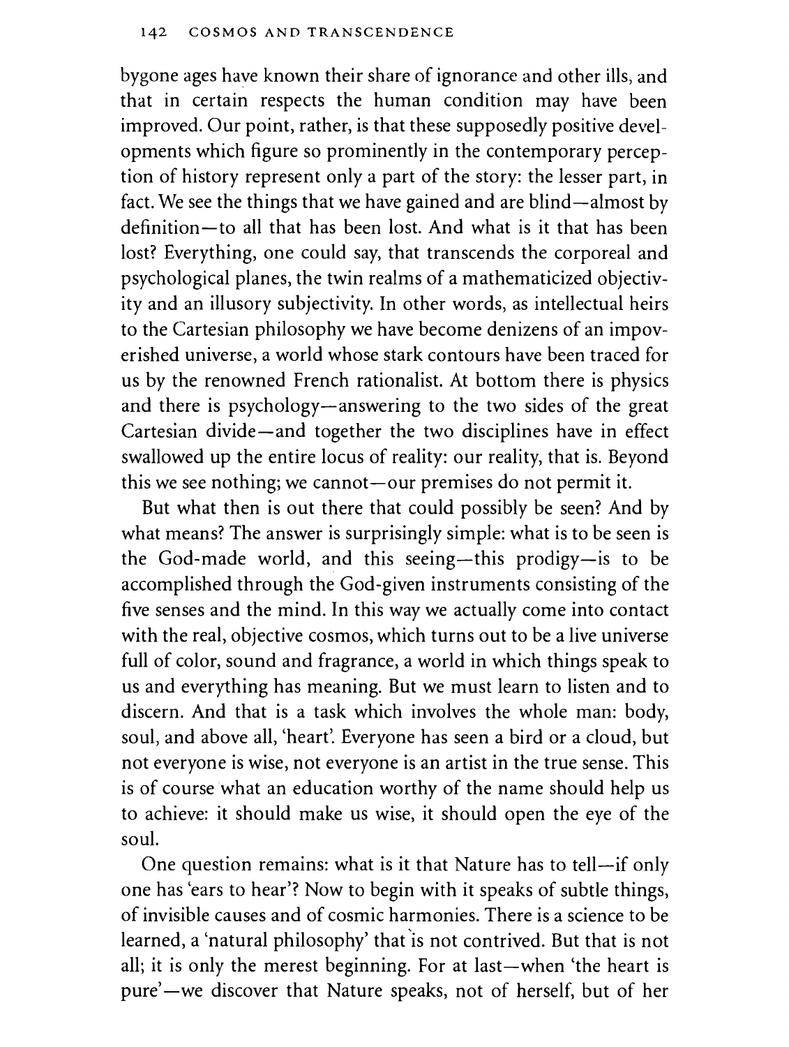bygone ages have known their share of ignorance and other ills, and that in certain respects the human condition may have been improved. Our point, rather, is that these supposedly positive developments which figure so prominently in the contemporary perception of history represent only a part of the story: the lesser part, in fact. We see the things that we have gained and are blind—almost by definition—to all that has been lost. And what is it that has been lost? Everything, one could say, that transcends the corporeal and psychological planes, the twin realms of a mathematicized objectivity and an illusory subjectivity. In other words, as intellectual heirs to the Cartesian philosophy we have become denizens of an impoverished universe, a world whose stark contours have been traced for us by the renowned French rationalist. At bottom there is physics and there is psychology—answering to the two sides of the great Cartesian divide—and together the two disciplines have in effect swallowed up the entire locus of reality: our reality, that is. Beyond this we see nothing; we cannot—our premises do not permit it.

But what then is out there that could possibly be seen? And by what means? The answer is surprisingly simple: what is to be seen is the God-made world, and this seeing—this prodigy—is to be accomplished through the God-given instruments consisting of the five senses and the mind. In this way we actually come into contact with the real, objective cosmos, which turns out to be a live universe full of color, sound and fragrance, a world in which things speak to us and everything has meaning. But we must learn to listen and to discern. And that is a task which involves the whole man: body, soul, and above all, 'heart'. Everyone has seen a bird or a cloud, but not everyone is wise, not everyone is an artist in the true sense. This is of course what an education worthy of the name should help us to achieve: it should make us wise, it should open the eye of the soul.

One question remains: what is it that Nature has to tell—if only one has 'ears to hear'? Now to begin with it speaks of subtle things, of invisible causes and of cosmic harmonies. There is a science to be learned, a 'natural philosophy' that is not contrived. But that is not all; it is only the merest beginning. For at last—when 'the heart is pure'—we discover that Nature speaks, not of herself, but of her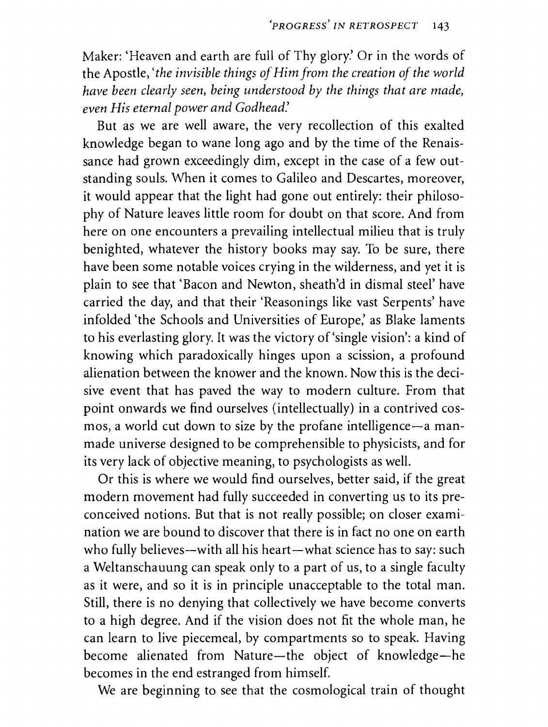Maker: 'Heaven and earth are full of Thy glory.' Or in the words of the Apostle, '*the invisible things of Him from the creation of the world have been clearly seen, being understood by the things that are made, even His eternal power and Godhead.*'

But as we are well aware, the very recollection of this exalted knowledge began to wane long ago and by the time of the Renaissance had grown exceedingly dim, except in the case of a few outstanding souls. When it comes to Galileo and Descartes, moreover, it would appear that the light had gone out entirely: their philosophy of Nature leaves little room for doubt on that score. And from here on one encounters a prevailing intellectual milieu that is truly benighted, whatever the history books may say. To be sure, there have been some notable voices crying in the wilderness, and yet it is plain to see that 'Bacon and Newton, sheath'd in dismal steel' have carried the day, and that their 'Reasonings like vast Serpents' have infolded 'the Schools and Universities of Europe,' as Blake laments to his everlasting glory. It was the victory of 'single vision': a kind of knowing which paradoxically hinges upon a scission, a profound alienation between the knower and the known. Now this is the decisive event that has paved the way to modern culture. From that point onwards we find ourselves (intellectually) in a contrived cosmos, a world cut down to size by the profane intelligence—a man-made universe designed to be comprehensible to physicists, and for its very lack of objective meaning, to psychologists as well.

Or this is where we would find ourselves, better said, if the great modern movement had fully succeeded in converting us to its preconceived notions. But that is not really possible; on closer examination we are bound to discover that there is in fact no one on earth who fully believes—with all his heart—what science has to say: such a Weltanschauung can speak only to a part of us, to a single faculty as it were, and so it is in principle unacceptable to the total man. Still, there is no denying that collectively we have become converts to a high degree. And if the vision does not fit the whole man, he can learn to live piecemeal, by compartments so to speak. Having become alienated from Nature—the object of knowledge—he becomes in the end estranged from himself.

We are beginning to see that the cosmological train of thought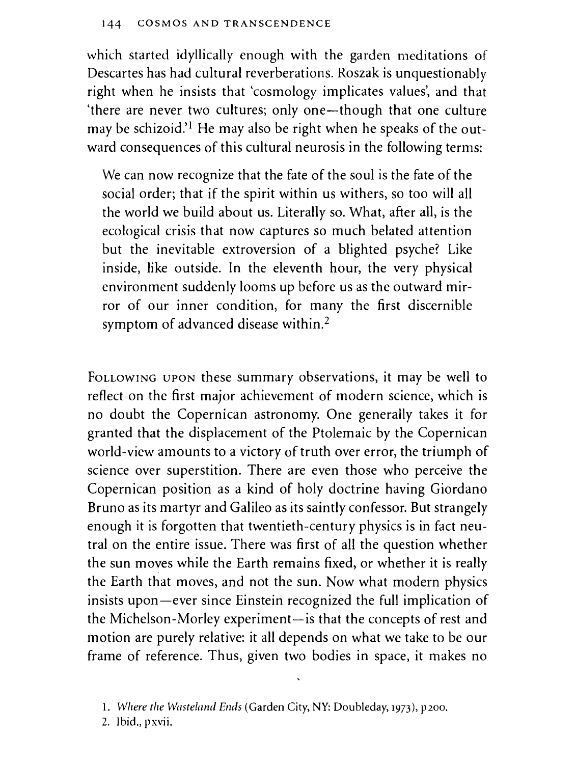which started idyllically enough with the garden meditations of Descartes has had cultural reverberations. Roszak is unquestionably right when he insists that 'cosmology implicates values', and that 'there are never two cultures; only one—though that one culture may be schizoid.'[1] He may also be right when he speaks of the outward consequences of this cultural neurosis in the following terms:

> We can now recognize that the fate of the soul is the fate of the social order; that if the spirit within us withers, so too will all the world we build about us. Literally so. What, after all, is the ecological crisis that now captures so much belated attention but the inevitable extroversion of a blighted psyche? Like inside, like outside. In the eleventh hour, the very physical environment suddenly looms up before us as the outward mirror of our inner condition, for many the first discernible symptom of advanced disease within.[2]

FOLLOWING UPON these summary observations, it may be well to reflect on the first major achievement of modern science, which is no doubt the Copernican astronomy. One generally takes it for granted that the displacement of the Ptolemaic by the Copernican world-view amounts to a victory of truth over error, the triumph of science over superstition. There are even those who perceive the Copernican position as a kind of holy doctrine having Giordano Bruno as its martyr and Galileo as its saintly confessor. But strangely enough it is forgotten that twentieth-century physics is in fact neutral on the entire issue. There was first of all the question whether the sun moves while the Earth remains fixed, or whether it is really the Earth that moves, and not the sun. Now what modern physics insists upon—ever since Einstein recognized the full implication of the Michelson-Morley experiment—is that the concepts of rest and motion are purely relative: it all depends on what we take to be our frame of reference. Thus, given two bodies in space, it makes no

1. *Where the Wasteland Ends* (Garden City, NY: Doubleday, 1973), p200.
2. Ibid., pxvii.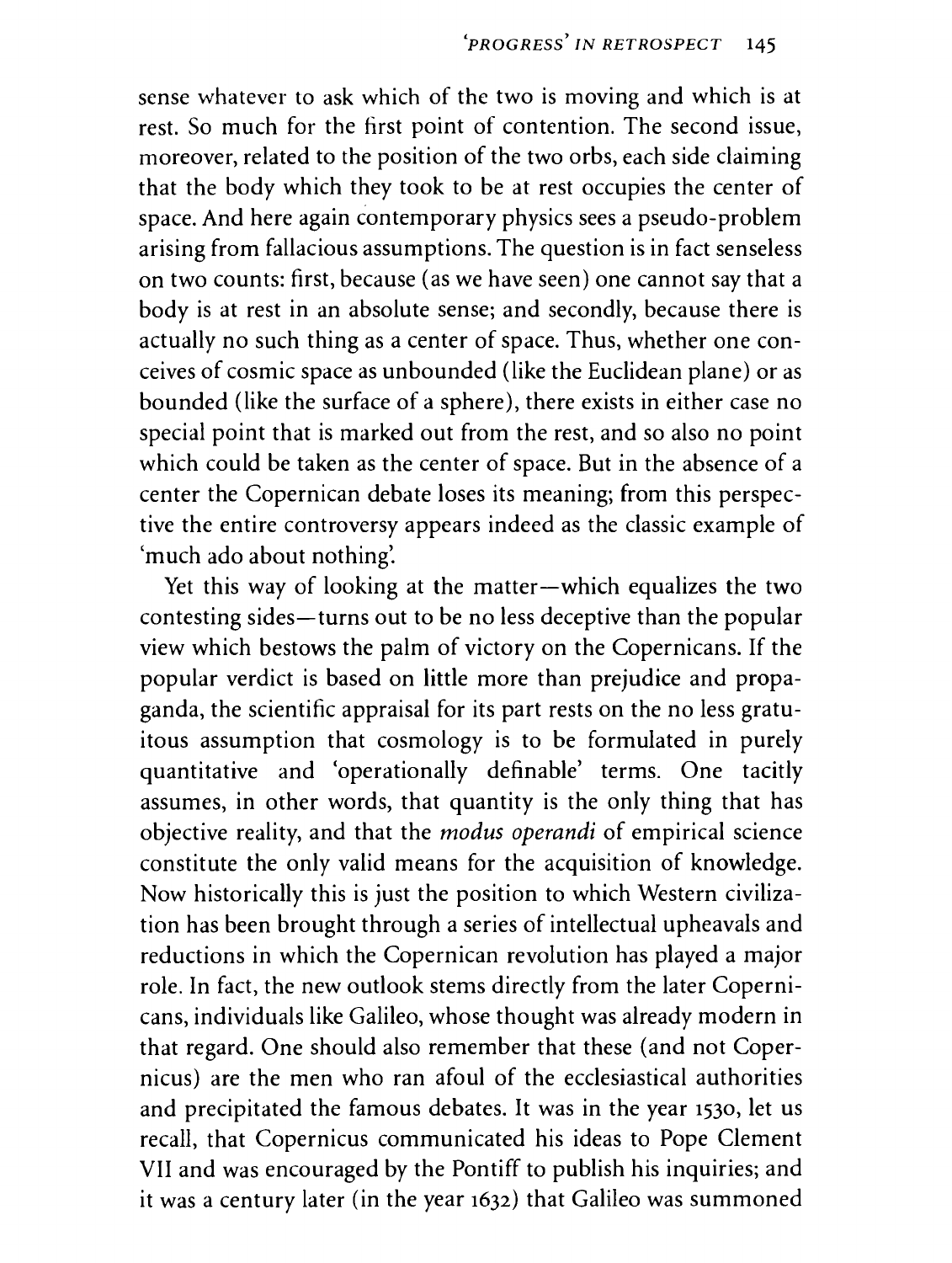sense whatever to ask which of the two is moving and which is at rest. So much for the first point of contention. The second issue, moreover, related to the position of the two orbs, each side claiming that the body which they took to be at rest occupies the center of space. And here again contemporary physics sees a pseudo-problem arising from fallacious assumptions. The question is in fact senseless on two counts: first, because (as we have seen) one cannot say that a body is at rest in an absolute sense; and secondly, because there is actually no such thing as a center of space. Thus, whether one conceives of cosmic space as unbounded (like the Euclidean plane) or as bounded (like the surface of a sphere), there exists in either case no special point that is marked out from the rest, and so also no point which could be taken as the center of space. But in the absence of a center the Copernican debate loses its meaning; from this perspective the entire controversy appears indeed as the classic example of 'much ado about nothing'.

Yet this way of looking at the matter—which equalizes the two contesting sides—turns out to be no less deceptive than the popular view which bestows the palm of victory on the Copernicans. If the popular verdict is based on little more than prejudice and propaganda, the scientific appraisal for its part rests on the no less gratuitous assumption that cosmology is to be formulated in purely quantitative and 'operationally definable' terms. One tacitly assumes, in other words, that quantity is the only thing that has objective reality, and that the *modus operandi* of empirical science constitute the only valid means for the acquisition of knowledge. Now historically this is just the position to which Western civilization has been brought through a series of intellectual upheavals and reductions in which the Copernican revolution has played a major role. In fact, the new outlook stems directly from the later Copernicans, individuals like Galileo, whose thought was already modern in that regard. One should also remember that these (and not Copernicus) are the men who ran afoul of the ecclesiastical authorities and precipitated the famous debates. It was in the year 1530, let us recall, that Copernicus communicated his ideas to Pope Clement VII and was encouraged by the Pontiff to publish his inquiries; and it was a century later (in the year 1632) that Galileo was summoned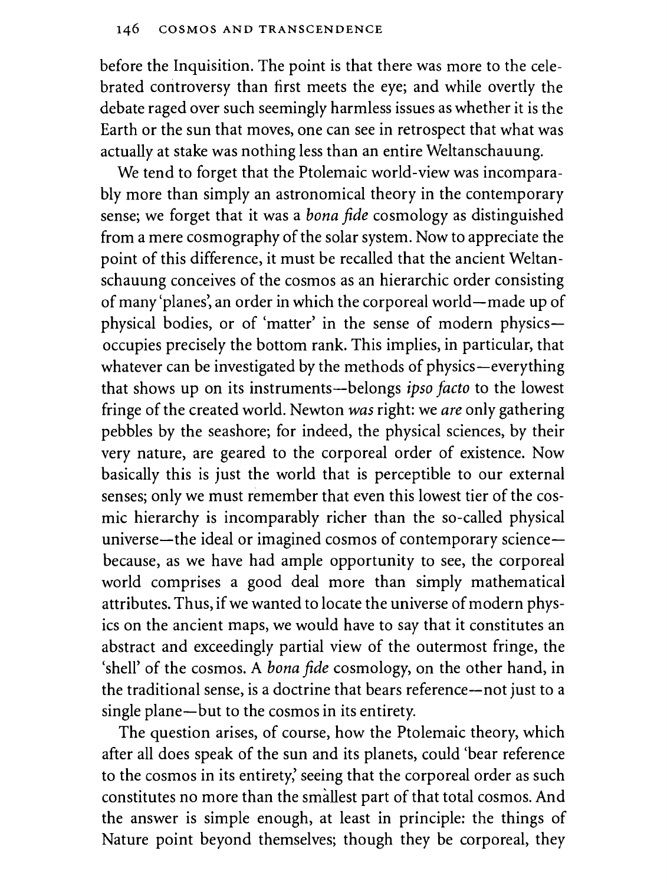before the Inquisition. The point is that there was more to the celebrated controversy than first meets the eye; and while overtly the debate raged over such seemingly harmless issues as whether it is the Earth or the sun that moves, one can see in retrospect that what was actually at stake was nothing less than an entire Weltanschauung.

We tend to forget that the Ptolemaic world-view was incomparably more than simply an astronomical theory in the contemporary sense; we forget that it was a *bona fide* cosmology as distinguished from a mere cosmography of the solar system. Now to appreciate the point of this difference, it must be recalled that the ancient Weltanschauung conceives of the cosmos as an hierarchic order consisting of many 'planes', an order in which the corporeal world—made up of physical bodies, or of 'matter' in the sense of modern physics—occupies precisely the bottom rank. This implies, in particular, that whatever can be investigated by the methods of physics—everything that shows up on its instruments—belongs *ipso facto* to the lowest fringe of the created world. Newton *was* right: we *are* only gathering pebbles by the seashore; for indeed, the physical sciences, by their very nature, are geared to the corporeal order of existence. Now basically this is just the world that is perceptible to our external senses; only we must remember that even this lowest tier of the cosmic hierarchy is incomparably richer than the so-called physical universe—the ideal or imagined cosmos of contemporary science—because, as we have had ample opportunity to see, the corporeal world comprises a good deal more than simply mathematical attributes. Thus, if we wanted to locate the universe of modern physics on the ancient maps, we would have to say that it constitutes an abstract and exceedingly partial view of the outermost fringe, the 'shell' of the cosmos. A *bona fide* cosmology, on the other hand, in the traditional sense, is a doctrine that bears reference—not just to a single plane—but to the cosmos in its entirety.

The question arises, of course, how the Ptolemaic theory, which after all does speak of the sun and its planets, could 'bear reference to the cosmos in its entirety,' seeing that the corporeal order as such constitutes no more than the smallest part of that total cosmos. And the answer is simple enough, at least in principle: the things of Nature point beyond themselves; though they be corporeal, they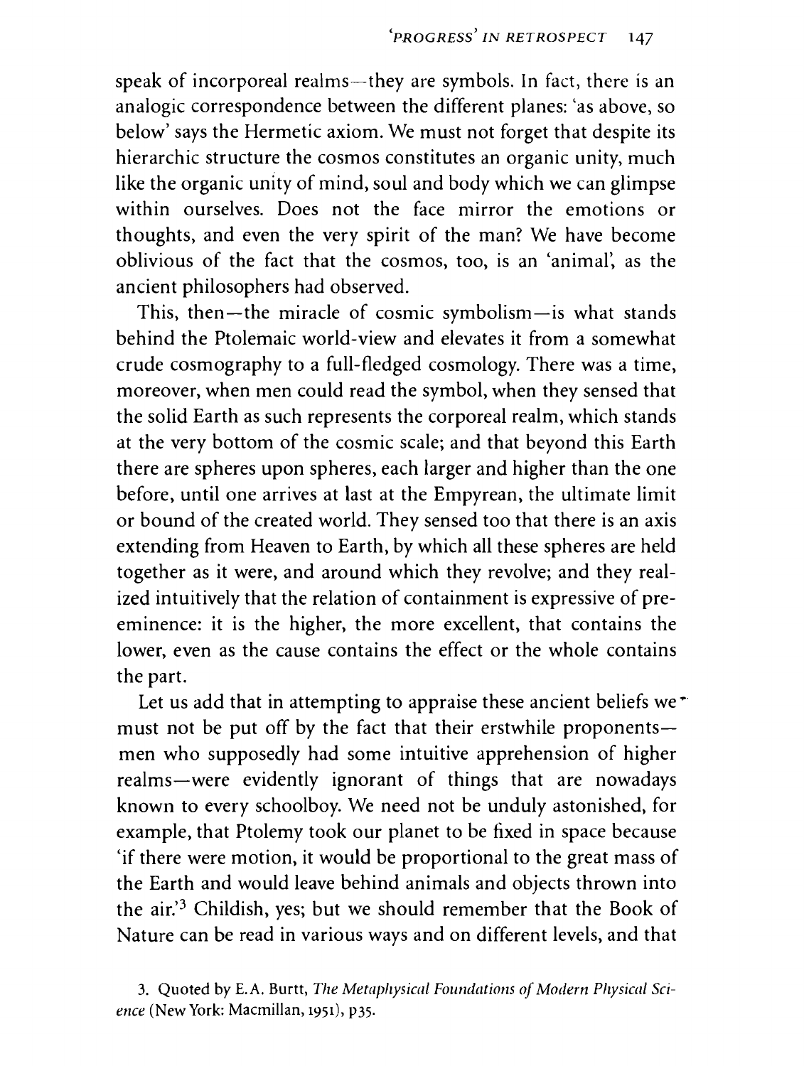speak of incorporeal realms—they are symbols. In fact, there is an analogic correspondence between the different planes: 'as above, so below' says the Hermetic axiom. We must not forget that despite its hierarchic structure the cosmos constitutes an organic unity, much like the organic unity of mind, soul and body which we can glimpse within ourselves. Does not the face mirror the emotions or thoughts, and even the very spirit of the man? We have become oblivious of the fact that the cosmos, too, is an 'animal', as the ancient philosophers had observed.

This, then—the miracle of cosmic symbolism—is what stands behind the Ptolemaic world-view and elevates it from a somewhat crude cosmography to a full-fledged cosmology. There was a time, moreover, when men could read the symbol, when they sensed that the solid Earth as such represents the corporeal realm, which stands at the very bottom of the cosmic scale; and that beyond this Earth there are spheres upon spheres, each larger and higher than the one before, until one arrives at last at the Empyrean, the ultimate limit or bound of the created world. They sensed too that there is an axis extending from Heaven to Earth, by which all these spheres are held together as it were, and around which they revolve; and they realized intuitively that the relation of containment is expressive of pre-eminence: it is the higher, the more excellent, that contains the lower, even as the cause contains the effect or the whole contains the part.

Let us add that in attempting to appraise these ancient beliefs we must not be put off by the fact that their erstwhile proponents—men who supposedly had some intuitive apprehension of higher realms—were evidently ignorant of things that are nowadays known to every schoolboy. We need not be unduly astonished, for example, that Ptolemy took our planet to be fixed in space because 'if there were motion, it would be proportional to the great mass of the Earth and would leave behind animals and objects thrown into the air.'[3] Childish, yes; but we should remember that the Book of Nature can be read in various ways and on different levels, and that

3. Quoted by E.A. Burtt, *The Metaphysical Foundations of Modern Physical Science* (New York: Macmillan, 1951), p35.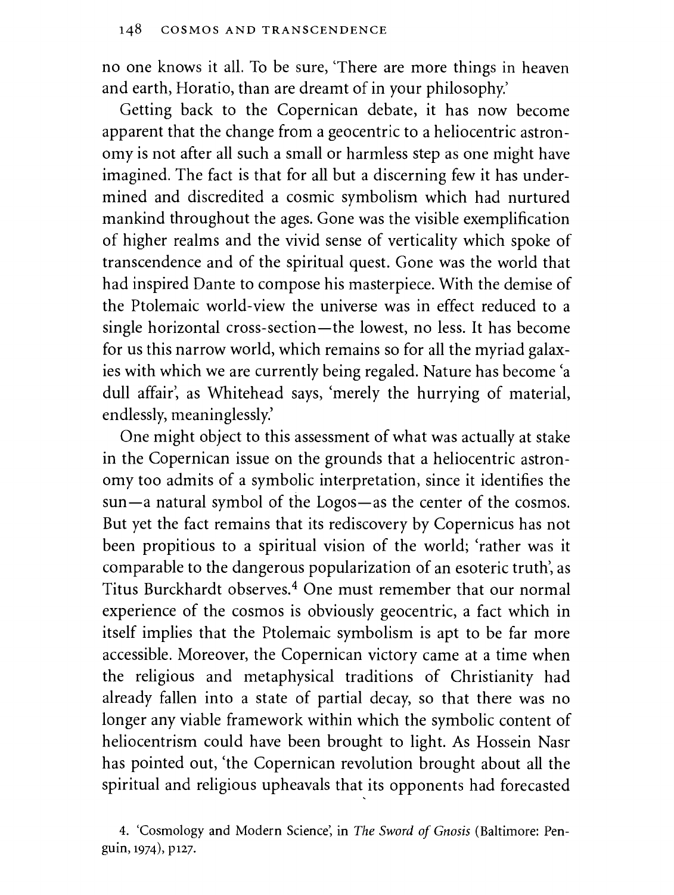no one knows it all. To be sure, 'There are more things in heaven and earth, Horatio, than are dreamt of in your philosophy.'

Getting back to the Copernican debate, it has now become apparent that the change from a geocentric to a heliocentric astronomy is not after all such a small or harmless step as one might have imagined. The fact is that for all but a discerning few it has undermined and discredited a cosmic symbolism which had nurtured mankind throughout the ages. Gone was the visible exemplification of higher realms and the vivid sense of verticality which spoke of transcendence and of the spiritual quest. Gone was the world that had inspired Dante to compose his masterpiece. With the demise of the Ptolemaic world-view the universe was in effect reduced to a single horizontal cross-section—the lowest, no less. It has become for us this narrow world, which remains so for all the myriad galaxies with which we are currently being regaled. Nature has become 'a dull affair', as Whitehead says, 'merely the hurrying of material, endlessly, meaninglessly.'

One might object to this assessment of what was actually at stake in the Copernican issue on the grounds that a heliocentric astronomy too admits of a symbolic interpretation, since it identifies the sun—a natural symbol of the Logos—as the center of the cosmos. But yet the fact remains that its rediscovery by Copernicus has not been propitious to a spiritual vision of the world; 'rather was it comparable to the dangerous popularization of an esoteric truth', as Titus Burckhardt observes.[4] One must remember that our normal experience of the cosmos is obviously geocentric, a fact which in itself implies that the Ptolemaic symbolism is apt to be far more accessible. Moreover, the Copernican victory came at a time when the religious and metaphysical traditions of Christianity had already fallen into a state of partial decay, so that there was no longer any viable framework within which the symbolic content of heliocentrism could have been brought to light. As Hossein Nasr has pointed out, 'the Copernican revolution brought about all the spiritual and religious upheavals that its opponents had forecasted

4. 'Cosmology and Modern Science', in *The Sword of Gnosis* (Baltimore: Penguin, 1974), p127.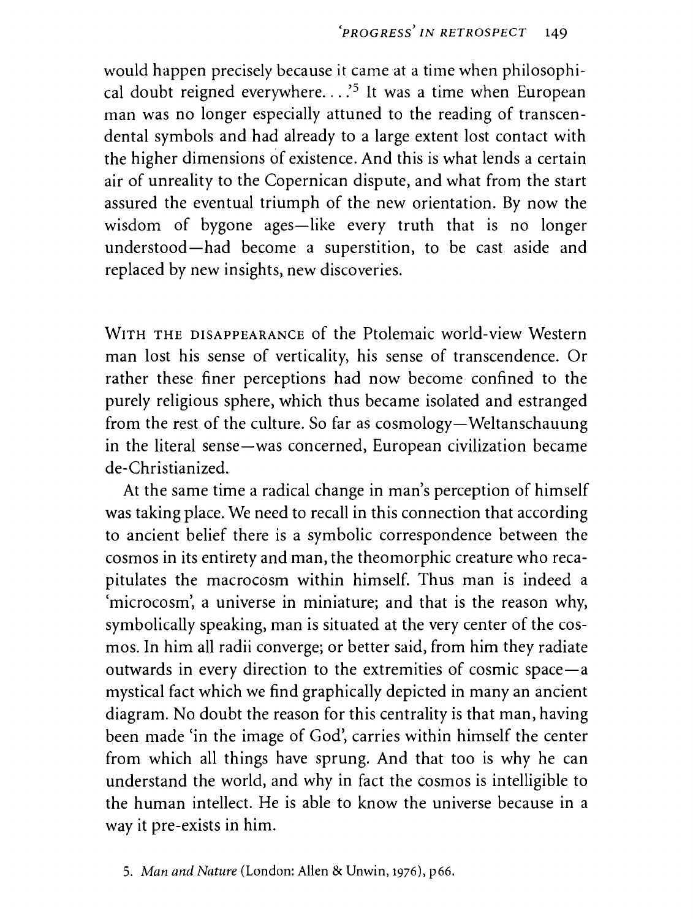would happen precisely because it came at a time when philosophical doubt reigned everywhere. . . .'[5] It was a time when European man was no longer especially attuned to the reading of transcendental symbols and had already to a large extent lost contact with the higher dimensions of existence. And this is what lends a certain air of unreality to the Copernican dispute, and what from the start assured the eventual triumph of the new orientation. By now the wisdom of bygone ages—like every truth that is no longer understood—had become a superstition, to be cast aside and replaced by new insights, new discoveries.

WITH THE DISAPPEARANCE of the Ptolemaic world-view Western man lost his sense of verticality, his sense of transcendence. Or rather these finer perceptions had now become confined to the purely religious sphere, which thus became isolated and estranged from the rest of the culture. So far as cosmology—Weltanschauung in the literal sense—was concerned, European civilization became de-Christianized.

At the same time a radical change in man's perception of himself was taking place. We need to recall in this connection that according to ancient belief there is a symbolic correspondence between the cosmos in its entirety and man, the theomorphic creature who recapitulates the macrocosm within himself. Thus man is indeed a 'microcosm', a universe in miniature; and that is the reason why, symbolically speaking, man is situated at the very center of the cosmos. In him all radii converge; or better said, from him they radiate outwards in every direction to the extremities of cosmic space—a mystical fact which we find graphically depicted in many an ancient diagram. No doubt the reason for this centrality is that man, having been made 'in the image of God', carries within himself the center from which all things have sprung. And that too is why he can understand the world, and why in fact the cosmos is intelligible to the human intellect. He is able to know the universe because in a way it pre-exists in him.

5. *Man and Nature* (London: Allen & Unwin, 1976), p66.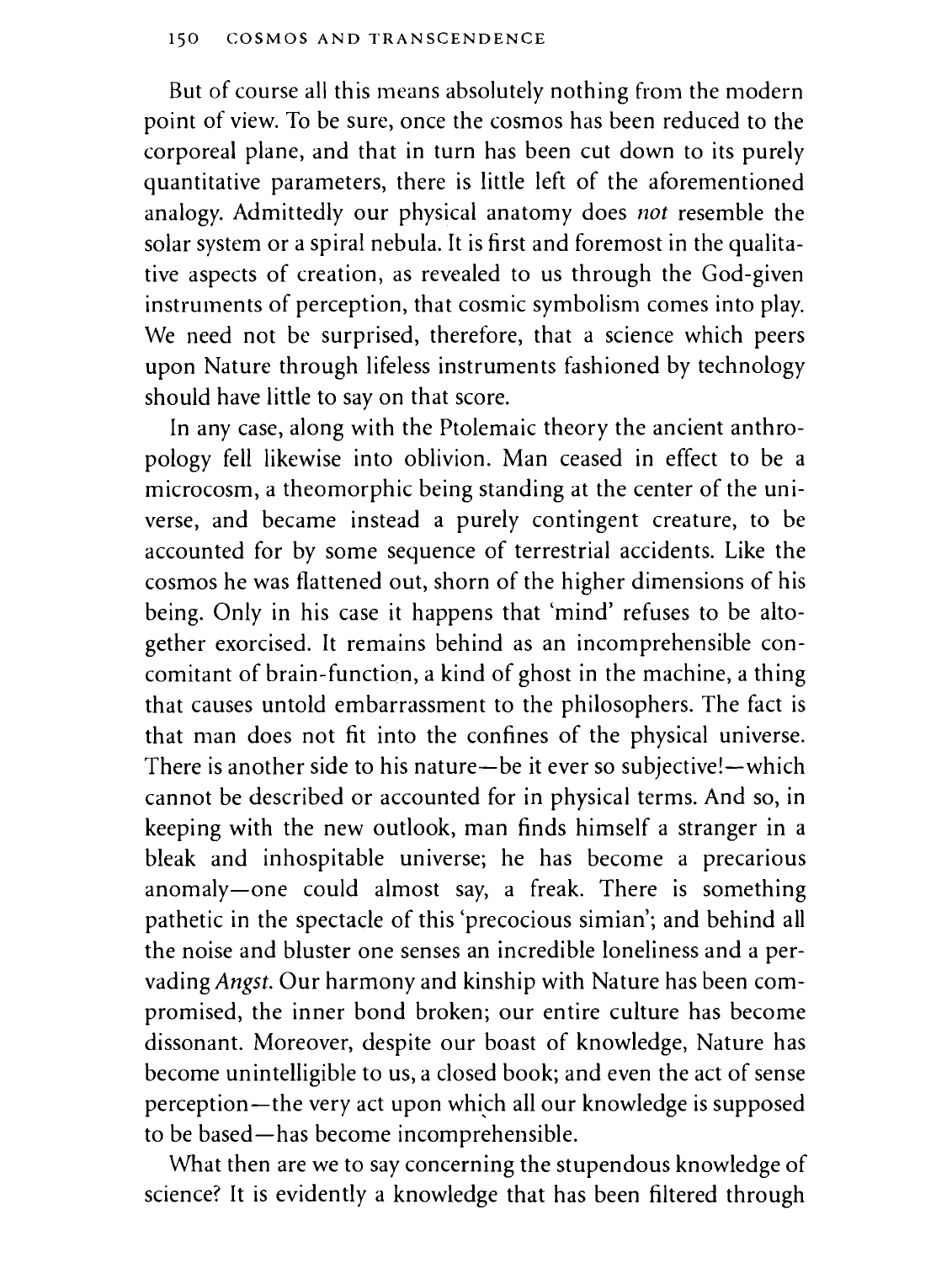But of course all this means absolutely nothing from the modern point of view. To be sure, once the cosmos has been reduced to the corporeal plane, and that in turn has been cut down to its purely quantitative parameters, there is little left of the aforementioned analogy. Admittedly our physical anatomy does *not* resemble the solar system or a spiral nebula. It is first and foremost in the qualitative aspects of creation, as revealed to us through the God-given instruments of perception, that cosmic symbolism comes into play. We need not be surprised, therefore, that a science which peers upon Nature through lifeless instruments fashioned by technology should have little to say on that score.

In any case, along with the Ptolemaic theory the ancient anthropology fell likewise into oblivion. Man ceased in effect to be a microcosm, a theomorphic being standing at the center of the universe, and became instead a purely contingent creature, to be accounted for by some sequence of terrestrial accidents. Like the cosmos he was flattened out, shorn of the higher dimensions of his being. Only in his case it happens that 'mind' refuses to be altogether exorcised. It remains behind as an incomprehensible concomitant of brain-function, a kind of ghost in the machine, a thing that causes untold embarrassment to the philosophers. The fact is that man does not fit into the confines of the physical universe. There is another side to his nature—be it ever so subjective!—which cannot be described or accounted for in physical terms. And so, in keeping with the new outlook, man finds himself a stranger in a bleak and inhospitable universe; he has become a precarious anomaly—one could almost say, a freak. There is something pathetic in the spectacle of this 'precocious simian'; and behind all the noise and bluster one senses an incredible loneliness and a pervading *Angst*. Our harmony and kinship with Nature has been compromised, the inner bond broken; our entire culture has become dissonant. Moreover, despite our boast of knowledge, Nature has become unintelligible to us, a closed book; and even the act of sense perception—the very act upon which all our knowledge is supposed to be based—has become incomprehensible.

What then are we to say concerning the stupendous knowledge of science? It is evidently a knowledge that has been filtered through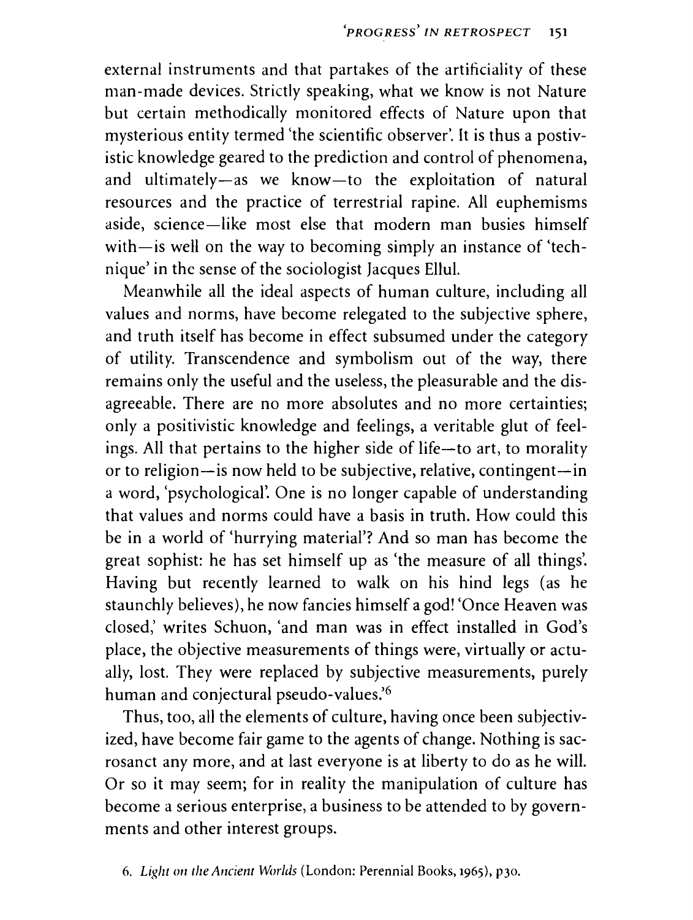external instruments and that partakes of the artificiality of these man-made devices. Strictly speaking, what we know is not Nature but certain methodically monitored effects of Nature upon that mysterious entity termed 'the scientific observer'. It is thus a postivistic knowledge geared to the prediction and control of phenomena, and ultimately—as we know—to the exploitation of natural resources and the practice of terrestrial rapine. All euphemisms aside, science—like most else that modern man busies himself with—is well on the way to becoming simply an instance of 'technique' in the sense of the sociologist Jacques Ellul.

Meanwhile all the ideal aspects of human culture, including all values and norms, have become relegated to the subjective sphere, and truth itself has become in effect subsumed under the category of utility. Transcendence and symbolism out of the way, there remains only the useful and the useless, the pleasurable and the disagreeable. There are no more absolutes and no more certainties; only a positivistic knowledge and feelings, a veritable glut of feelings. All that pertains to the higher side of life—to art, to morality or to religion—is now held to be subjective, relative, contingent—in a word, 'psychological'. One is no longer capable of understanding that values and norms could have a basis in truth. How could this be in a world of 'hurrying material'? And so man has become the great sophist: he has set himself up as 'the measure of all things'. Having but recently learned to walk on his hind legs (as he staunchly believes), he now fancies himself a god! 'Once Heaven was closed,' writes Schuon, 'and man was in effect installed in God's place, the objective measurements of things were, virtually or actually, lost. They were replaced by subjective measurements, purely human and conjectural pseudo-values.'[6]

Thus, too, all the elements of culture, having once been subjectivized, have become fair game to the agents of change. Nothing is sacrosanct any more, and at last everyone is at liberty to do as he will. Or so it may seem; for in reality the manipulation of culture has become a serious enterprise, a business to be attended to by governments and other interest groups.

6. *Light on the Ancient Worlds* (London: Perennial Books, 1965), p30.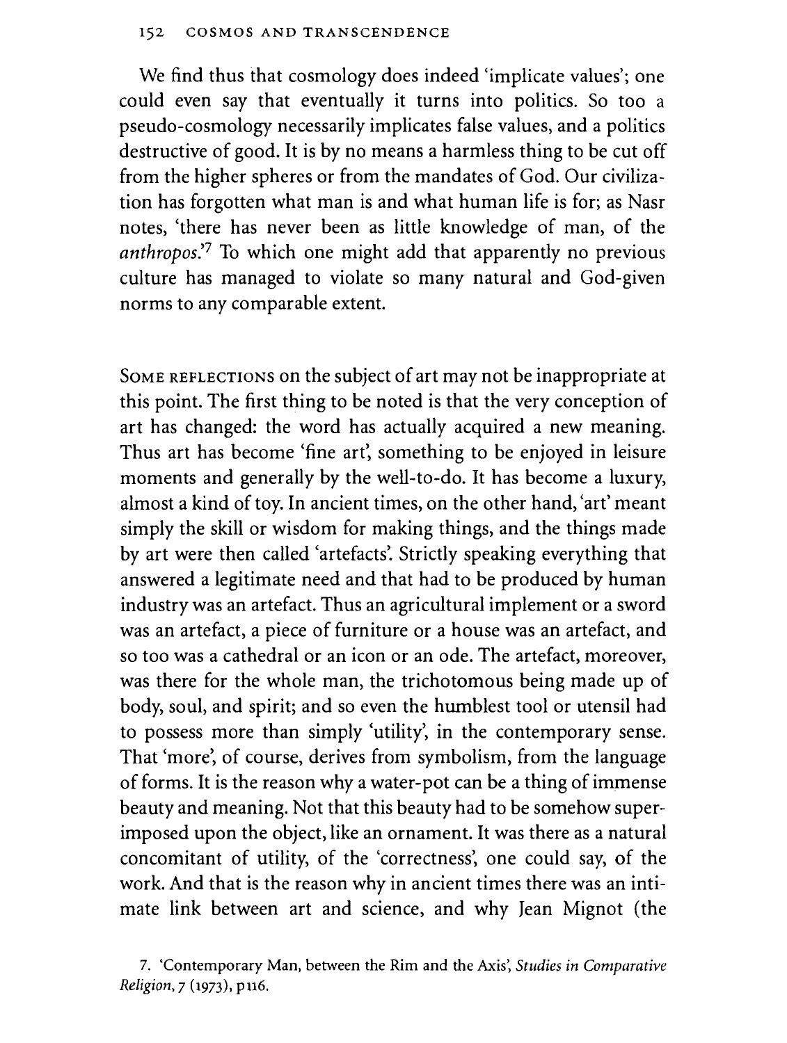We find thus that cosmology does indeed 'implicate values'; one could even say that eventually it turns into politics. So too a pseudo-cosmology necessarily implicates false values, and a politics destructive of good. It is by no means a harmless thing to be cut off from the higher spheres or from the mandates of God. Our civilization has forgotten what man is and what human life is for; as Nasr notes, 'there has never been as little knowledge of man, of the *anthropos*.'[7] To which one might add that apparently no previous culture has managed to violate so many natural and God-given norms to any comparable extent.

Some reflections on the subject of art may not be inappropriate at this point. The first thing to be noted is that the very conception of art has changed: the word has actually acquired a new meaning. Thus art has become 'fine art', something to be enjoyed in leisure moments and generally by the well-to-do. It has become a luxury, almost a kind of toy. In ancient times, on the other hand, 'art' meant simply the skill or wisdom for making things, and the things made by art were then called 'artefacts'. Strictly speaking everything that answered a legitimate need and that had to be produced by human industry was an artefact. Thus an agricultural implement or a sword was an artefact, a piece of furniture or a house was an artefact, and so too was a cathedral or an icon or an ode. The artefact, moreover, was there for the whole man, the trichotomous being made up of body, soul, and spirit; and so even the humblest tool or utensil had to possess more than simply 'utility', in the contemporary sense. That 'more', of course, derives from symbolism, from the language of forms. It is the reason why a water-pot can be a thing of immense beauty and meaning. Not that this beauty had to be somehow superimposed upon the object, like an ornament. It was there as a natural concomitant of utility, of the 'correctness', one could say, of the work. And that is the reason why in ancient times there was an intimate link between art and science, and why Jean Mignot (the

7. 'Contemporary Man, between the Rim and the Axis', *Studies in Comparative Religion*, 7 (1973), p116.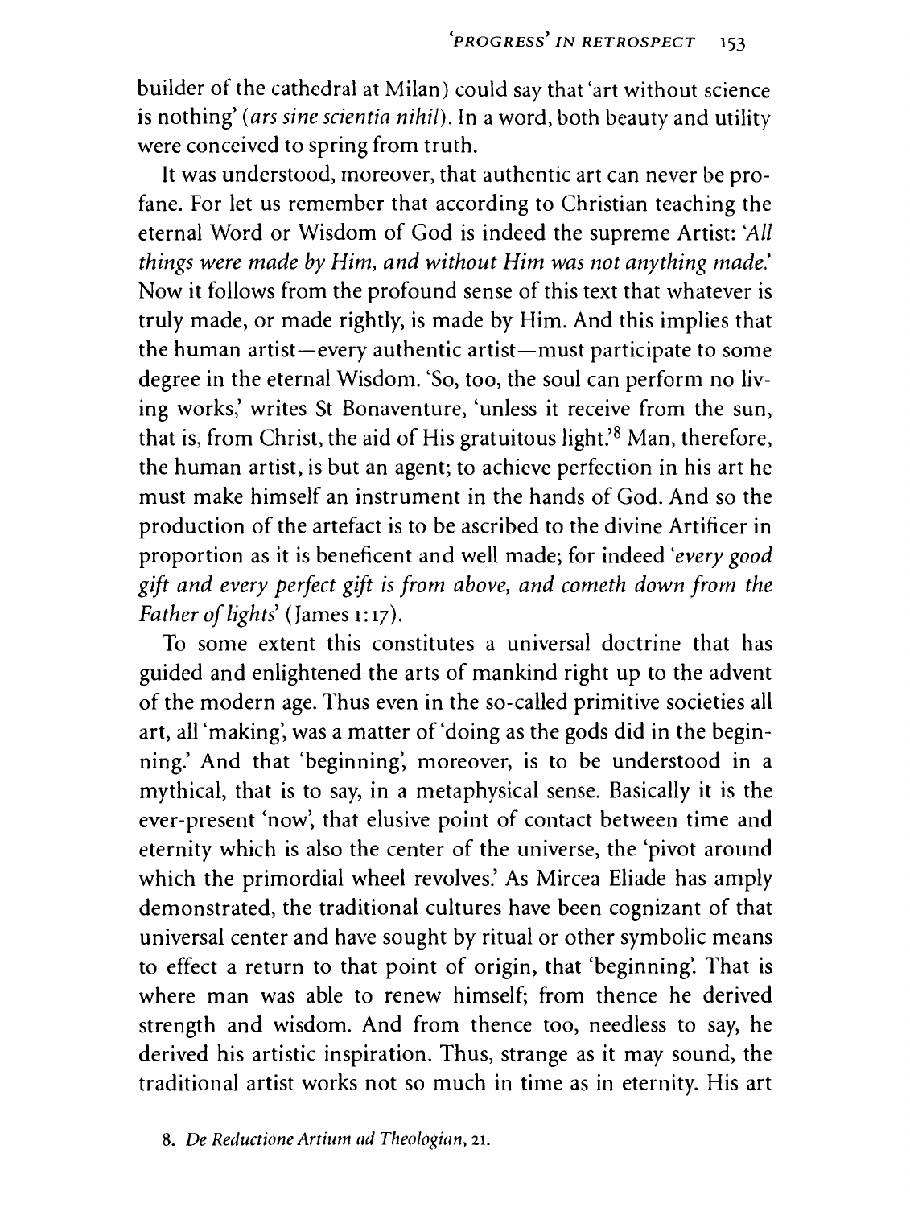builder of the cathedral at Milan) could say that 'art without science is nothing' (*ars sine scientia nihil*). In a word, both beauty and utility were conceived to spring from truth.

It was understood, moreover, that authentic art can never be profane. For let us remember that according to Christian teaching the eternal Word or Wisdom of God is indeed the supreme Artist: '*All things were made by Him, and without Him was not anything made.*' Now it follows from the profound sense of this text that whatever is truly made, or made rightly, is made by Him. And this implies that the human artist—every authentic artist—must participate to some degree in the eternal Wisdom. 'So, too, the soul can perform no living works,' writes St Bonaventure, 'unless it receive from the sun, that is, from Christ, the aid of His gratuitous light.'[8] Man, therefore, the human artist, is but an agent; to achieve perfection in his art he must make himself an instrument in the hands of God. And so the production of the artefact is to be ascribed to the divine Artificer in proportion as it is beneficent and well made; for indeed '*every good gift and every perfect gift is from above, and cometh down from the Father of lights*' (James 1:17).

To some extent this constitutes a universal doctrine that has guided and enlightened the arts of mankind right up to the advent of the modern age. Thus even in the so-called primitive societies all art, all 'making', was a matter of 'doing as the gods did in the beginning.' And that 'beginning', moreover, is to be understood in a mythical, that is to say, in a metaphysical sense. Basically it is the ever-present 'now', that elusive point of contact between time and eternity which is also the center of the universe, the 'pivot around which the primordial wheel revolves.' As Mircea Eliade has amply demonstrated, the traditional cultures have been cognizant of that universal center and have sought by ritual or other symbolic means to effect a return to that point of origin, that 'beginning'. That is where man was able to renew himself; from thence he derived strength and wisdom. And from thence too, needless to say, he derived his artistic inspiration. Thus, strange as it may sound, the traditional artist works not so much in time as in eternity. His art

8. *De Reductione Artium ad Theologiam*, 21.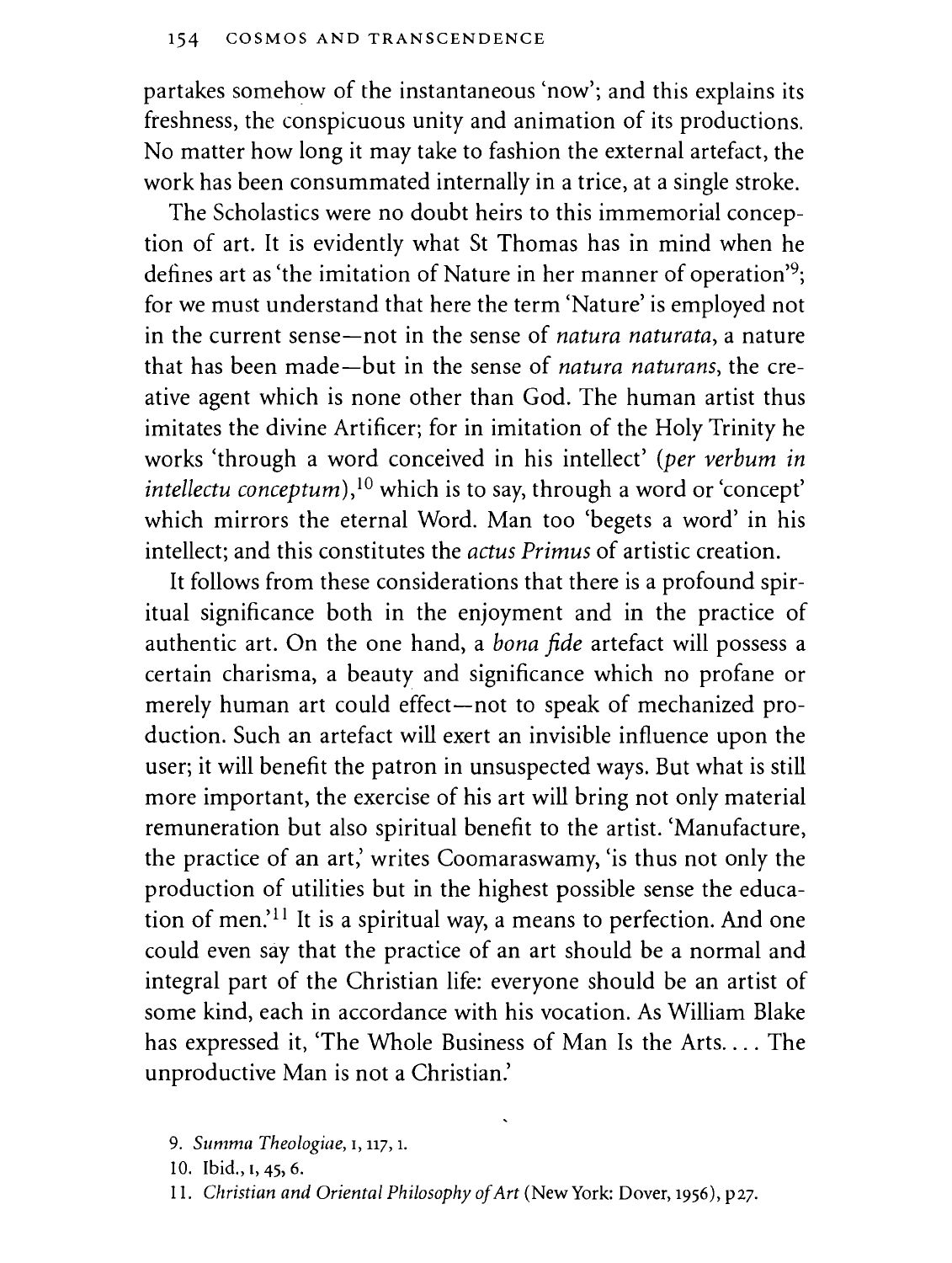partakes somehow of the instantaneous 'now'; and this explains its freshness, the conspicuous unity and animation of its productions. No matter how long it may take to fashion the external artefact, the work has been consummated internally in a trice, at a single stroke.

The Scholastics were no doubt heirs to this immemorial conception of art. It is evidently what St Thomas has in mind when he defines art as 'the imitation of Nature in her manner of operation'[9]; for we must understand that here the term 'Nature' is employed not in the current sense—not in the sense of *natura naturata*, a nature that has been made—but in the sense of *natura naturans*, the creative agent which is none other than God. The human artist thus imitates the divine Artificer; for in imitation of the Holy Trinity he works 'through a word conceived in his intellect' (*per verbum in intellectu conceptum*),[10] which is to say, through a word or 'concept' which mirrors the eternal Word. Man too 'begets a word' in his intellect; and this constitutes the *actus Primus* of artistic creation.

It follows from these considerations that there is a profound spiritual significance both in the enjoyment and in the practice of authentic art. On the one hand, a *bona fide* artefact will possess a certain charisma, a beauty and significance which no profane or merely human art could effect—not to speak of mechanized production. Such an artefact will exert an invisible influence upon the user; it will benefit the patron in unsuspected ways. But what is still more important, the exercise of his art will bring not only material remuneration but also spiritual benefit to the artist. 'Manufacture, the practice of an art,' writes Coomaraswamy, 'is thus not only the production of utilities but in the highest possible sense the education of men.'[11] It is a spiritual way, a means to perfection. And one could even say that the practice of an art should be a normal and integral part of the Christian life: everyone should be an artist of some kind, each in accordance with his vocation. As William Blake has expressed it, 'The Whole Business of Man Is the Arts.... The unproductive Man is not a Christian.'

9. *Summa Theologiae*, I, 117, 1.

10. Ibid., I, 45, 6.

11. *Christian and Oriental Philosophy of Art* (New York: Dover, 1956), p27.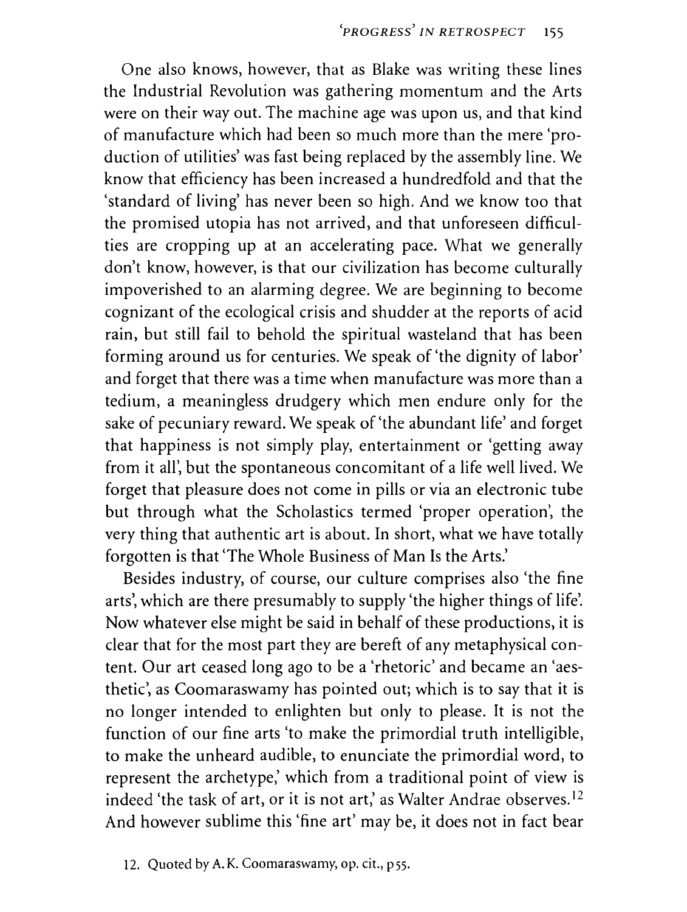One also knows, however, that as Blake was writing these lines the Industrial Revolution was gathering momentum and the Arts were on their way out. The machine age was upon us, and that kind of manufacture which had been so much more than the mere 'production of utilities' was fast being replaced by the assembly line. We know that efficiency has been increased a hundredfold and that the 'standard of living' has never been so high. And we know too that the promised utopia has not arrived, and that unforeseen difficulties are cropping up at an accelerating pace. What we generally don't know, however, is that our civilization has become culturally impoverished to an alarming degree. We are beginning to become cognizant of the ecological crisis and shudder at the reports of acid rain, but still fail to behold the spiritual wasteland that has been forming around us for centuries. We speak of 'the dignity of labor' and forget that there was a time when manufacture was more than a tedium, a meaningless drudgery which men endure only for the sake of pecuniary reward. We speak of 'the abundant life' and forget that happiness is not simply play, entertainment or 'getting away from it all', but the spontaneous concomitant of a life well lived. We forget that pleasure does not come in pills or via an electronic tube but through what the Scholastics termed 'proper operation', the very thing that authentic art is about. In short, what we have totally forgotten is that 'The Whole Business of Man Is the Arts.'

Besides industry, of course, our culture comprises also 'the fine arts', which are there presumably to supply 'the higher things of life'. Now whatever else might be said in behalf of these productions, it is clear that for the most part they are bereft of any metaphysical content. Our art ceased long ago to be a 'rhetoric' and became an 'aesthetic', as Coomaraswamy has pointed out; which is to say that it is no longer intended to enlighten but only to please. It is not the function of our fine arts 'to make the primordial truth intelligible, to make the unheard audible, to enunciate the primordial word, to represent the archetype,' which from a traditional point of view is indeed 'the task of art, or it is not art,' as Walter Andrae observes.[12] And however sublime this 'fine art' may be, it does not in fact bear

12. Quoted by A.K. Coomaraswamy, op. cit., p55.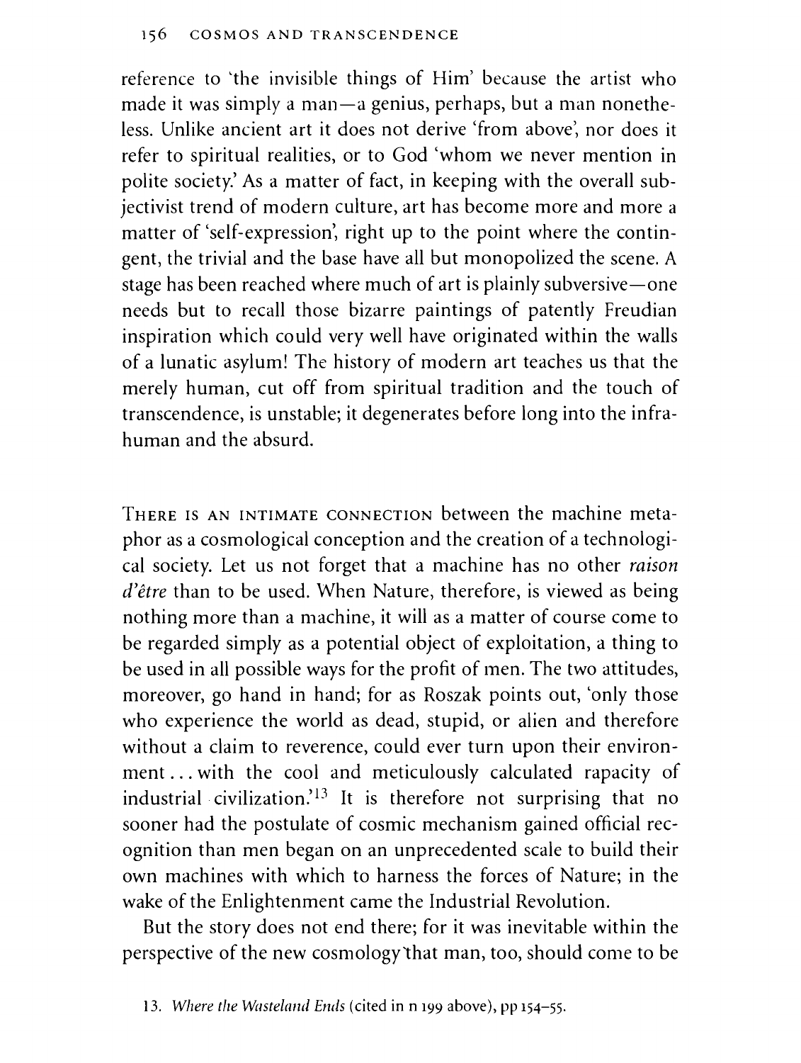reference to 'the invisible things of Him' because the artist who made it was simply a man—a genius, perhaps, but a man nonetheless. Unlike ancient art it does not derive 'from above', nor does it refer to spiritual realities, or to God 'whom we never mention in polite society.' As a matter of fact, in keeping with the overall subjectivist trend of modern culture, art has become more and more a matter of 'self-expression', right up to the point where the contingent, the trivial and the base have all but monopolized the scene. A stage has been reached where much of art is plainly subversive—one needs but to recall those bizarre paintings of patently Freudian inspiration which could very well have originated within the walls of a lunatic asylum! The history of modern art teaches us that the merely human, cut off from spiritual tradition and the touch of transcendence, is unstable; it degenerates before long into the infrahuman and the absurd.

THERE IS AN INTIMATE CONNECTION between the machine metaphor as a cosmological conception and the creation of a technological society. Let us not forget that a machine has no other *raison d'être* than to be used. When Nature, therefore, is viewed as being nothing more than a machine, it will as a matter of course come to be regarded simply as a potential object of exploitation, a thing to be used in all possible ways for the profit of men. The two attitudes, moreover, go hand in hand; for as Roszak points out, 'only those who experience the world as dead, stupid, or alien and therefore without a claim to reverence, could ever turn upon their environment . . . with the cool and meticulously calculated rapacity of industrial civilization.'[13] It is therefore not surprising that no sooner had the postulate of cosmic mechanism gained official recognition than men began on an unprecedented scale to build their own machines with which to harness the forces of Nature; in the wake of the Enlightenment came the Industrial Revolution.

But the story does not end there; for it was inevitable within the perspective of the new cosmology that man, too, should come to be

13. *Where the Wasteland Ends* (cited in n 199 above), pp 154–55.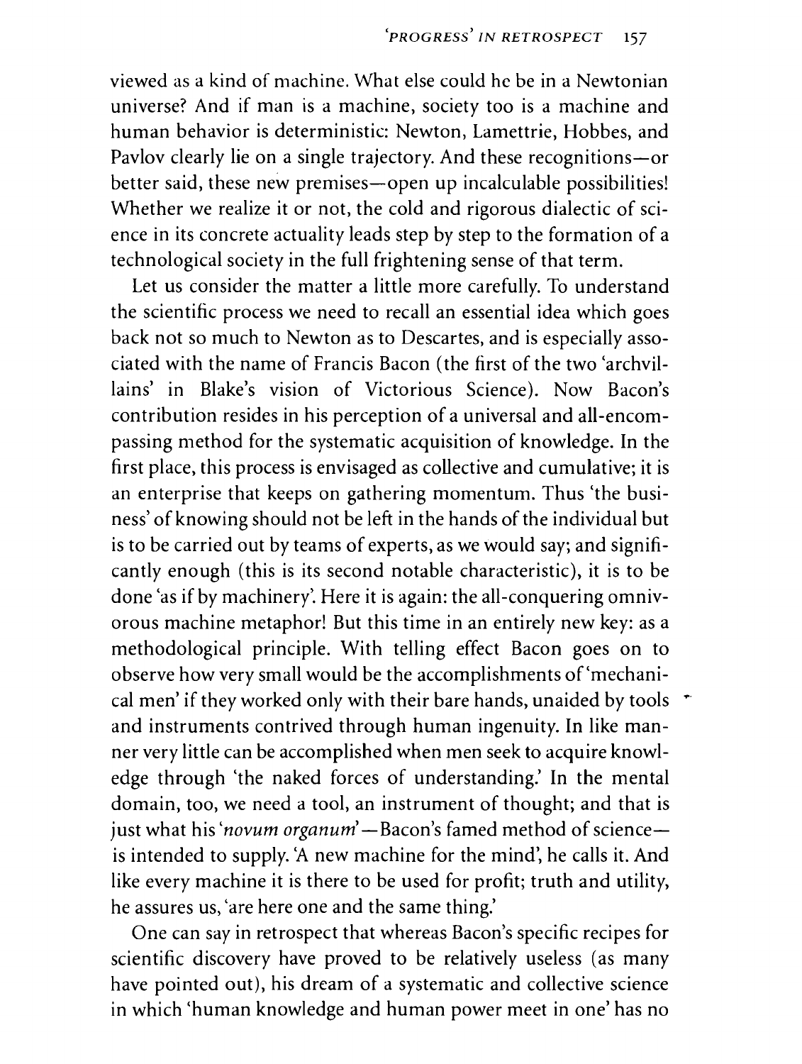viewed as a kind of machine. What else could he be in a Newtonian universe? And if man is a machine, society too is a machine and human behavior is deterministic: Newton, Lamettrie, Hobbes, and Pavlov clearly lie on a single trajectory. And these recognitions—or better said, these new premises—open up incalculable possibilities! Whether we realize it or not, the cold and rigorous dialectic of science in its concrete actuality leads step by step to the formation of a technological society in the full frightening sense of that term.

Let us consider the matter a little more carefully. To understand the scientific process we need to recall an essential idea which goes back not so much to Newton as to Descartes, and is especially associated with the name of Francis Bacon (the first of the two 'archvillains' in Blake's vision of Victorious Science). Now Bacon's contribution resides in his perception of a universal and all-encompassing method for the systematic acquisition of knowledge. In the first place, this process is envisaged as collective and cumulative; it is an enterprise that keeps on gathering momentum. Thus 'the business' of knowing should not be left in the hands of the individual but is to be carried out by teams of experts, as we would say; and significantly enough (this is its second notable characteristic), it is to be done 'as if by machinery'. Here it is again: the all-conquering omnivorous machine metaphor! But this time in an entirely new key: as a methodological principle. With telling effect Bacon goes on to observe how very small would be the accomplishments of 'mechanical men' if they worked only with their bare hands, unaided by tools and instruments contrived through human ingenuity. In like manner very little can be accomplished when men seek to acquire knowledge through 'the naked forces of understanding.' In the mental domain, too, we need a tool, an instrument of thought; and that is just what his '*novum organum*'—Bacon's famed method of science—is intended to supply. 'A new machine for the mind', he calls it. And like every machine it is there to be used for profit; truth and utility, he assures us, 'are here one and the same thing.'

One can say in retrospect that whereas Bacon's specific recipes for scientific discovery have proved to be relatively useless (as many have pointed out), his dream of a systematic and collective science in which 'human knowledge and human power meet in one' has no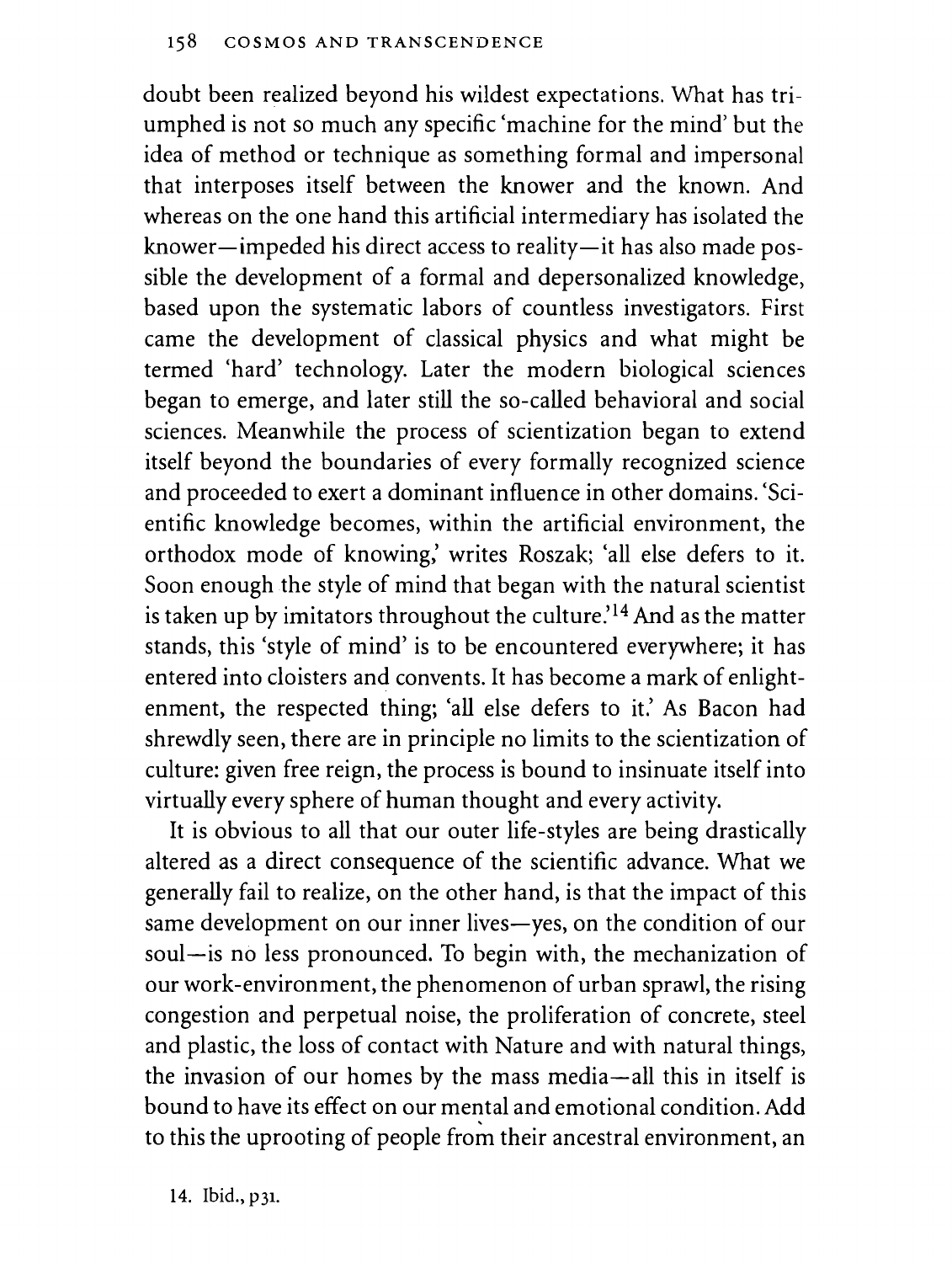doubt been realized beyond his wildest expectations. What has triumphed is not so much any specific 'machine for the mind' but the idea of method or technique as something formal and impersonal that interposes itself between the knower and the known. And whereas on the one hand this artificial intermediary has isolated the knower—impeded his direct access to reality—it has also made possible the development of a formal and depersonalized knowledge, based upon the systematic labors of countless investigators. First came the development of classical physics and what might be termed 'hard' technology. Later the modern biological sciences began to emerge, and later still the so-called behavioral and social sciences. Meanwhile the process of scientization began to extend itself beyond the boundaries of every formally recognized science and proceeded to exert a dominant influence in other domains. 'Scientific knowledge becomes, within the artificial environment, the orthodox mode of knowing,' writes Roszak; 'all else defers to it. Soon enough the style of mind that began with the natural scientist is taken up by imitators throughout the culture.'[14] And as the matter stands, this 'style of mind' is to be encountered everywhere; it has entered into cloisters and convents. It has become a mark of enlightenment, the respected thing; 'all else defers to it.' As Bacon had shrewdly seen, there are in principle no limits to the scientization of culture: given free reign, the process is bound to insinuate itself into virtually every sphere of human thought and every activity.

It is obvious to all that our outer life-styles are being drastically altered as a direct consequence of the scientific advance. What we generally fail to realize, on the other hand, is that the impact of this same development on our inner lives—yes, on the condition of our soul—is no less pronounced. To begin with, the mechanization of our work-environment, the phenomenon of urban sprawl, the rising congestion and perpetual noise, the proliferation of concrete, steel and plastic, the loss of contact with Nature and with natural things, the invasion of our homes by the mass media—all this in itself is bound to have its effect on our mental and emotional condition. Add to this the uprooting of people from their ancestral environment, an

14. Ibid., p31.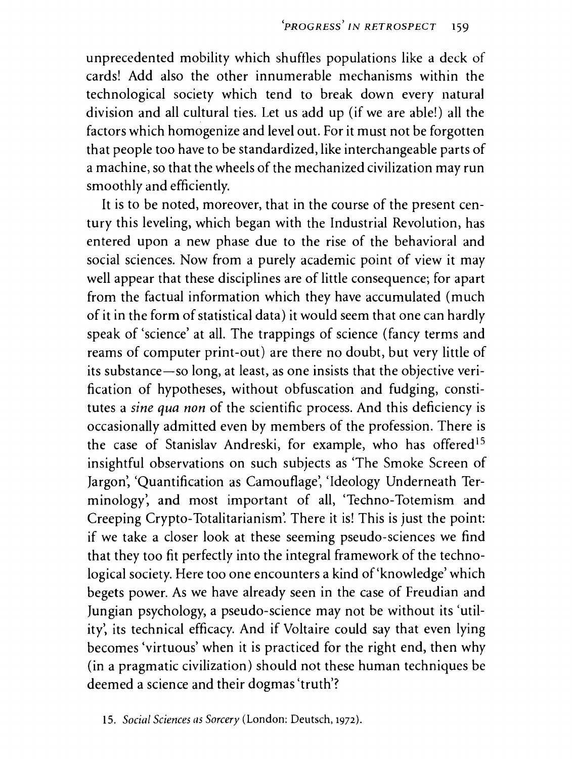unprecedented mobility which shuffles populations like a deck of cards! Add also the other innumerable mechanisms within the technological society which tend to break down every natural division and all cultural ties. Let us add up (if we are able!) all the factors which homogenize and level out. For it must not be forgotten that people too have to be standardized, like interchangeable parts of a machine, so that the wheels of the mechanized civilization may run smoothly and efficiently.

It is to be noted, moreover, that in the course of the present century this leveling, which began with the Industrial Revolution, has entered upon a new phase due to the rise of the behavioral and social sciences. Now from a purely academic point of view it may well appear that these disciplines are of little consequence; for apart from the factual information which they have accumulated (much of it in the form of statistical data) it would seem that one can hardly speak of 'science' at all. The trappings of science (fancy terms and reams of computer print-out) are there no doubt, but very little of its substance—so long, at least, as one insists that the objective verification of hypotheses, without obfuscation and fudging, constitutes a *sine qua non* of the scientific process. And this deficiency is occasionally admitted even by members of the profession. There is the case of Stanislav Andreski, for example, who has offered[15] insightful observations on such subjects as 'The Smoke Screen of Jargon', 'Quantification as Camouflage', 'Ideology Underneath Terminology', and most important of all, 'Techno-Totemism and Creeping Crypto-Totalitarianism'. There it is! This is just the point: if we take a closer look at these seeming pseudo-sciences we find that they too fit perfectly into the integral framework of the technological society. Here too one encounters a kind of 'knowledge' which begets power. As we have already seen in the case of Freudian and Jungian psychology, a pseudo-science may not be without its 'utility', its technical efficacy. And if Voltaire could say that even lying becomes 'virtuous' when it is practiced for the right end, then why (in a pragmatic civilization) should not these human techniques be deemed a science and their dogmas 'truth'?

15. *Social Sciences as Sorcery* (London: Deutsch, 1972).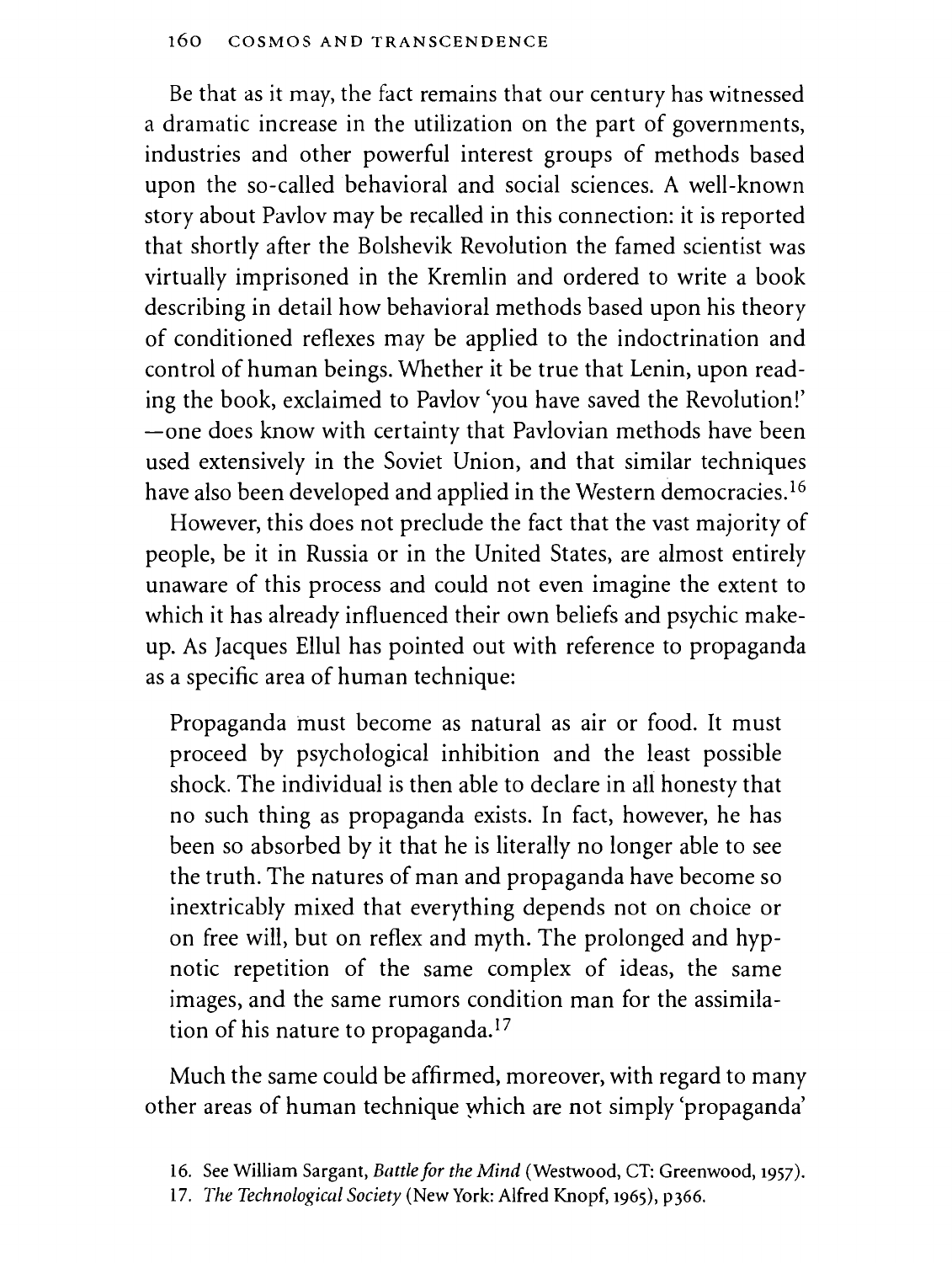Be that as it may, the fact remains that our century has witnessed a dramatic increase in the utilization on the part of governments, industries and other powerful interest groups of methods based upon the so-called behavioral and social sciences. A well-known story about Pavlov may be recalled in this connection: it is reported that shortly after the Bolshevik Revolution the famed scientist was virtually imprisoned in the Kremlin and ordered to write a book describing in detail how behavioral methods based upon his theory of conditioned reflexes may be applied to the indoctrination and control of human beings. Whether it be true that Lenin, upon reading the book, exclaimed to Pavlov 'you have saved the Revolution!' —one does know with certainty that Pavlovian methods have been used extensively in the Soviet Union, and that similar techniques have also been developed and applied in the Western democracies.[16]

However, this does not preclude the fact that the vast majority of people, be it in Russia or in the United States, are almost entirely unaware of this process and could not even imagine the extent to which it has already influenced their own beliefs and psychic make-up. As Jacques Ellul has pointed out with reference to propaganda as a specific area of human technique:

> Propaganda must become as natural as air or food. It must proceed by psychological inhibition and the least possible shock. The individual is then able to declare in all honesty that no such thing as propaganda exists. In fact, however, he has been so absorbed by it that he is literally no longer able to see the truth. The natures of man and propaganda have become so inextricably mixed that everything depends not on choice or on free will, but on reflex and myth. The prolonged and hypnotic repetition of the same complex of ideas, the same images, and the same rumors condition man for the assimilation of his nature to propaganda.[17]

Much the same could be affirmed, moreover, with regard to many other areas of human technique which are not simply 'propaganda'

16. See William Sargant, *Battle for the Mind* (Westwood, CT: Greenwood, 1957).

17. *The Technological Society* (New York: Alfred Knopf, 1965), p366.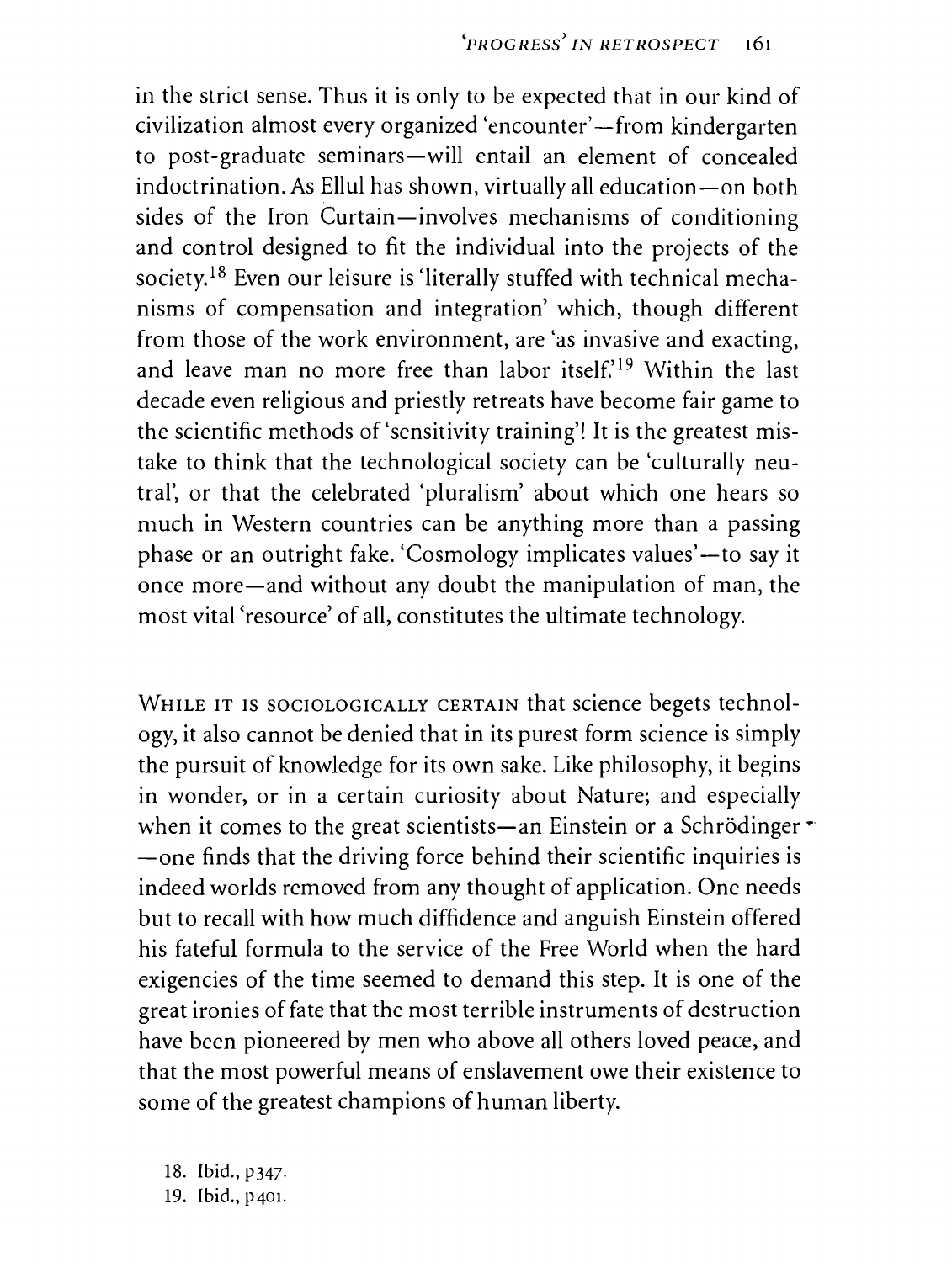in the strict sense. Thus it is only to be expected that in our kind of civilization almost every organized 'encounter'—from kindergarten to post-graduate seminars—will entail an element of concealed indoctrination. As Ellul has shown, virtually all education—on both sides of the Iron Curtain—involves mechanisms of conditioning and control designed to fit the individual into the projects of the society.[18] Even our leisure is 'literally stuffed with technical mechanisms of compensation and integration' which, though different from those of the work environment, are 'as invasive and exacting, and leave man no more free than labor itself.'[19] Within the last decade even religious and priestly retreats have become fair game to the scientific methods of 'sensitivity training'! It is the greatest mistake to think that the technological society can be 'culturally neutral', or that the celebrated 'pluralism' about which one hears so much in Western countries can be anything more than a passing phase or an outright fake. 'Cosmology implicates values'—to say it once more—and without any doubt the manipulation of man, the most vital 'resource' of all, constitutes the ultimate technology.

WHILE IT IS SOCIOLOGICALLY CERTAIN that science begets technology, it also cannot be denied that in its purest form science is simply the pursuit of knowledge for its own sake. Like philosophy, it begins in wonder, or in a certain curiosity about Nature; and especially when it comes to the great scientists—an Einstein or a Schrödinger—one finds that the driving force behind their scientific inquiries is indeed worlds removed from any thought of application. One needs but to recall with how much diffidence and anguish Einstein offered his fateful formula to the service of the Free World when the hard exigencies of the time seemed to demand this step. It is one of the great ironies of fate that the most terrible instruments of destruction have been pioneered by men who above all others loved peace, and that the most powerful means of enslavement owe their existence to some of the greatest champions of human liberty.

18. Ibid., p347.
19. Ibid., p401.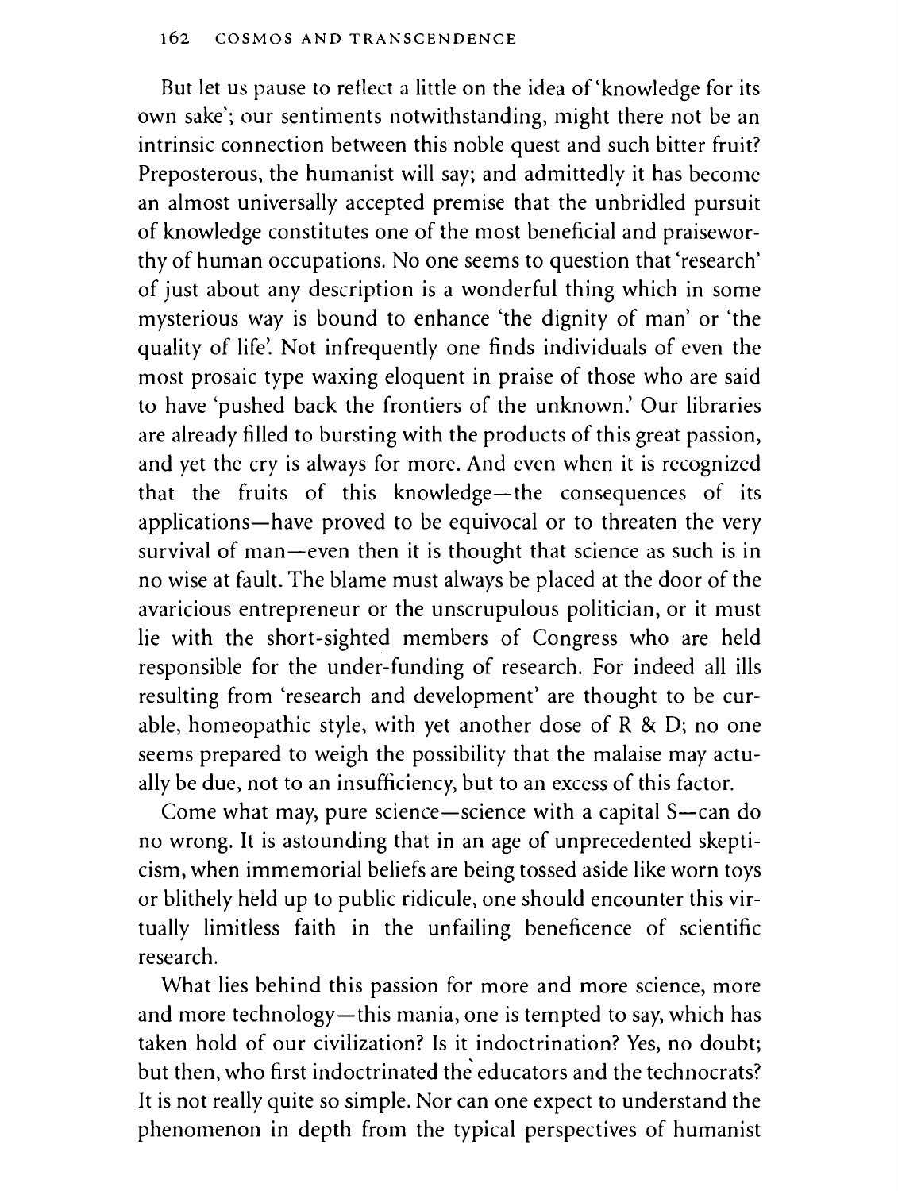But let us pause to reflect a little on the idea of 'knowledge for its own sake'; our sentiments notwithstanding, might there not be an intrinsic connection between this noble quest and such bitter fruit? Preposterous, the humanist will say; and admittedly it has become an almost universally accepted premise that the unbridled pursuit of knowledge constitutes one of the most beneficial and praiseworthy of human occupations. No one seems to question that 'research' of just about any description is a wonderful thing which in some mysterious way is bound to enhance 'the dignity of man' or 'the quality of life'. Not infrequently one finds individuals of even the most prosaic type waxing eloquent in praise of those who are said to have 'pushed back the frontiers of the unknown.' Our libraries are already filled to bursting with the products of this great passion, and yet the cry is always for more. And even when it is recognized that the fruits of this knowledge—the consequences of its applications—have proved to be equivocal or to threaten the very survival of man—even then it is thought that science as such is in no wise at fault. The blame must always be placed at the door of the avaricious entrepreneur or the unscrupulous politician, or it must lie with the short-sighted members of Congress who are held responsible for the under-funding of research. For indeed all ills resulting from 'research and development' are thought to be curable, homeopathic style, with yet another dose of R & D; no one seems prepared to weigh the possibility that the malaise may actually be due, not to an insufficiency, but to an excess of this factor.

Come what may, pure science—science with a capital S—can do no wrong. It is astounding that in an age of unprecedented skepticism, when immemorial beliefs are being tossed aside like worn toys or blithely held up to public ridicule, one should encounter this virtually limitless faith in the unfailing beneficence of scientific research.

What lies behind this passion for more and more science, more and more technology—this mania, one is tempted to say, which has taken hold of our civilization? Is it indoctrination? Yes, no doubt; but then, who first indoctrinated the educators and the technocrats? It is not really quite so simple. Nor can one expect to understand the phenomenon in depth from the typical perspectives of humanist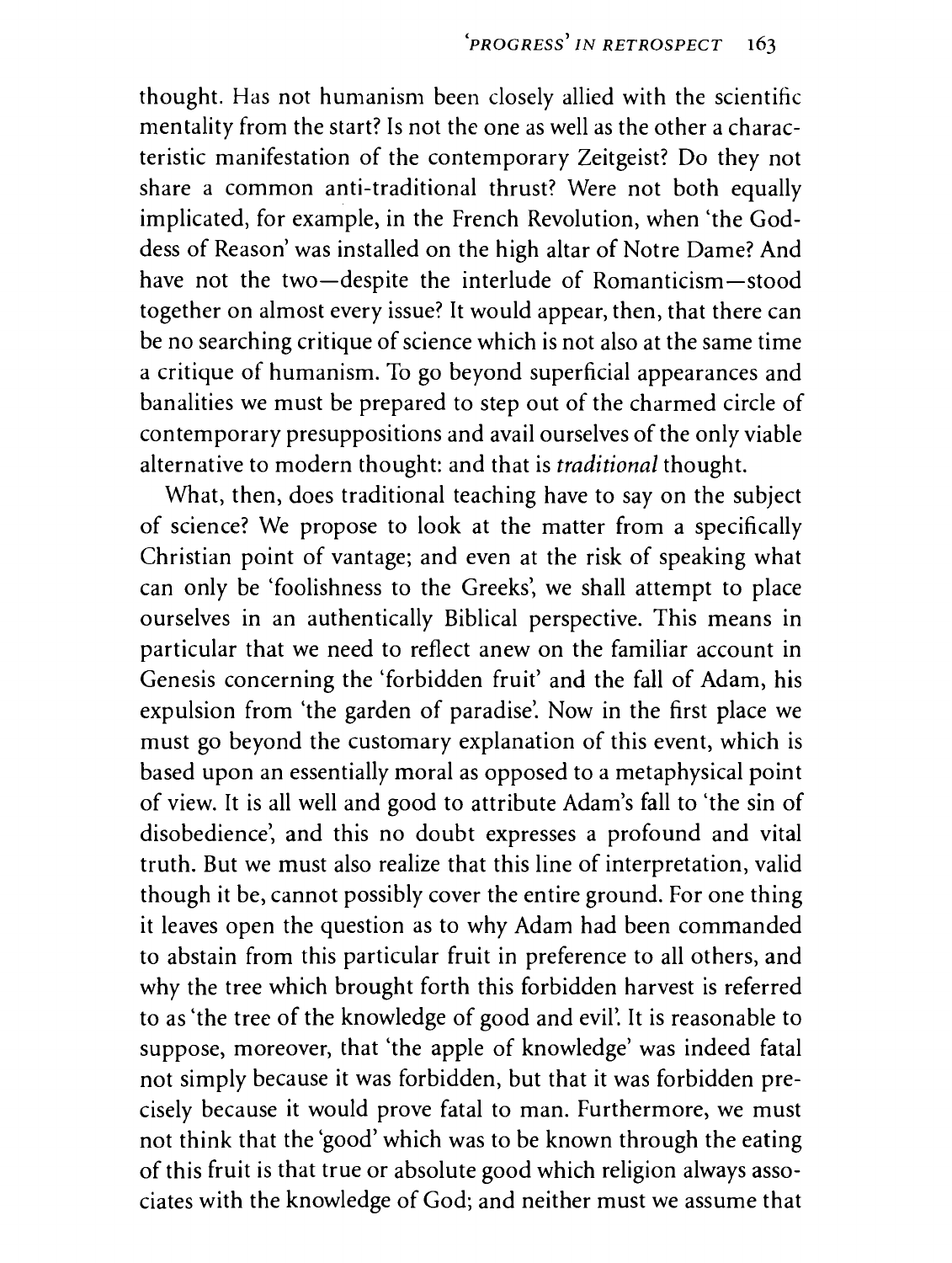thought. Has not humanism been closely allied with the scientific mentality from the start? Is not the one as well as the other a characteristic manifestation of the contemporary Zeitgeist? Do they not share a common anti-traditional thrust? Were not both equally implicated, for example, in the French Revolution, when 'the Goddess of Reason' was installed on the high altar of Notre Dame? And have not the two—despite the interlude of Romanticism—stood together on almost every issue? It would appear, then, that there can be no searching critique of science which is not also at the same time a critique of humanism. To go beyond superficial appearances and banalities we must be prepared to step out of the charmed circle of contemporary presuppositions and avail ourselves of the only viable alternative to modern thought: and that is *traditional* thought.

What, then, does traditional teaching have to say on the subject of science? We propose to look at the matter from a specifically Christian point of vantage; and even at the risk of speaking what can only be 'foolishness to the Greeks', we shall attempt to place ourselves in an authentically Biblical perspective. This means in particular that we need to reflect anew on the familiar account in Genesis concerning the 'forbidden fruit' and the fall of Adam, his expulsion from 'the garden of paradise'. Now in the first place we must go beyond the customary explanation of this event, which is based upon an essentially moral as opposed to a metaphysical point of view. It is all well and good to attribute Adam's fall to 'the sin of disobedience', and this no doubt expresses a profound and vital truth. But we must also realize that this line of interpretation, valid though it be, cannot possibly cover the entire ground. For one thing it leaves open the question as to why Adam had been commanded to abstain from this particular fruit in preference to all others, and why the tree which brought forth this forbidden harvest is referred to as 'the tree of the knowledge of good and evil'. It is reasonable to suppose, moreover, that 'the apple of knowledge' was indeed fatal not simply because it was forbidden, but that it was forbidden precisely because it would prove fatal to man. Furthermore, we must not think that the 'good' which was to be known through the eating of this fruit is that true or absolute good which religion always associates with the knowledge of God; and neither must we assume that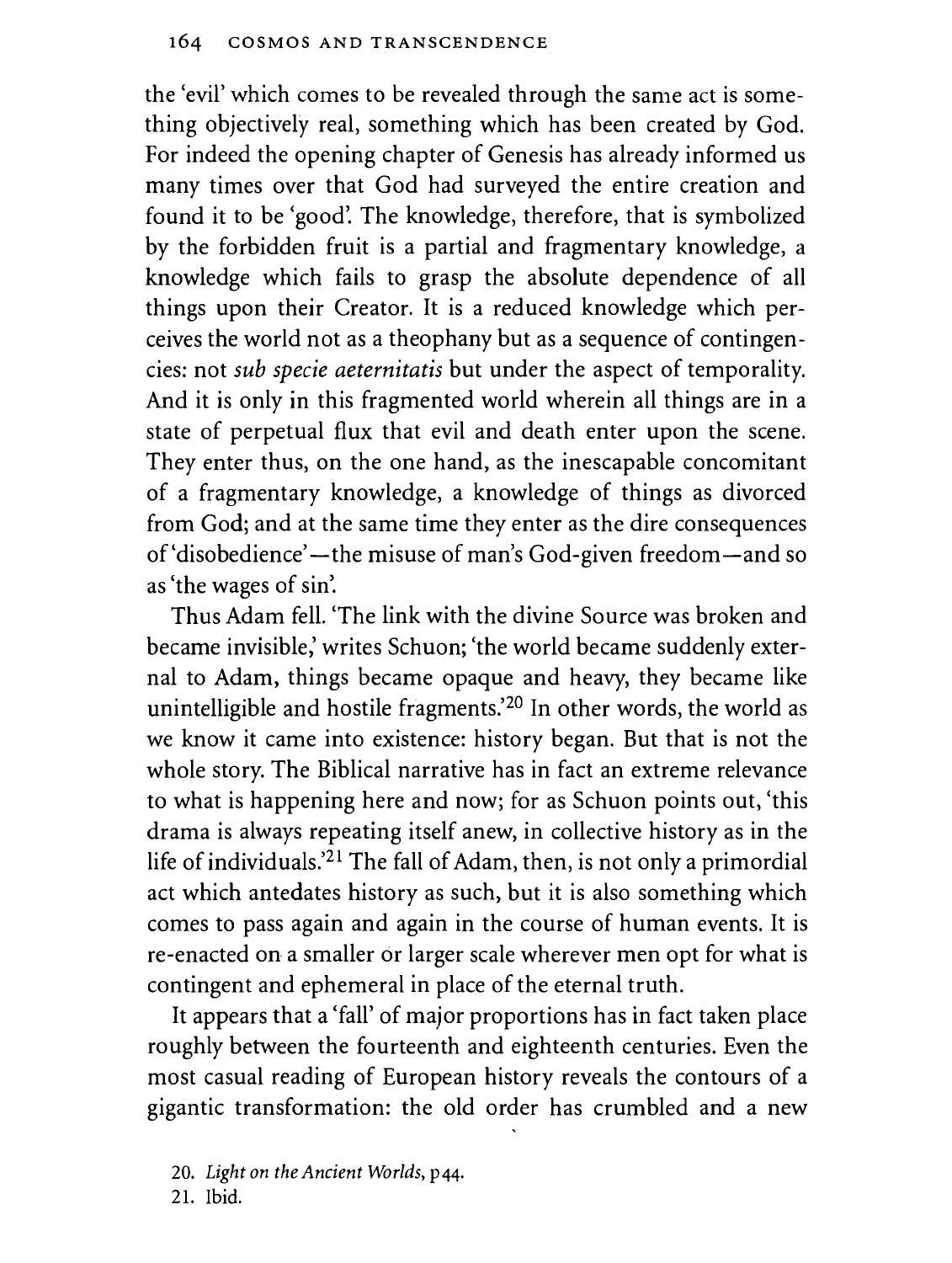the 'evil' which comes to be revealed through the same act is something objectively real, something which has been created by God. For indeed the opening chapter of Genesis has already informed us many times over that God had surveyed the entire creation and found it to be 'good'. The knowledge, therefore, that is symbolized by the forbidden fruit is a partial and fragmentary knowledge, a knowledge which fails to grasp the absolute dependence of all things upon their Creator. It is a reduced knowledge which perceives the world not as a theophany but as a sequence of contingencies: not *sub specie aeternitatis* but under the aspect of temporality. And it is only in this fragmented world wherein all things are in a state of perpetual flux that evil and death enter upon the scene. They enter thus, on the one hand, as the inescapable concomitant of a fragmentary knowledge, a knowledge of things as divorced from God; and at the same time they enter as the dire consequences of 'disobedience'—the misuse of man's God-given freedom—and so as 'the wages of sin'.

Thus Adam fell. 'The link with the divine Source was broken and became invisible,' writes Schuon; 'the world became suddenly external to Adam, things became opaque and heavy, they became like unintelligible and hostile fragments.'[20] In other words, the world as we know it came into existence: history began. But that is not the whole story. The Biblical narrative has in fact an extreme relevance to what is happening here and now; for as Schuon points out, 'this drama is always repeating itself anew, in collective history as in the life of individuals.'[21] The fall of Adam, then, is not only a primordial act which antedates history as such, but it is also something which comes to pass again and again in the course of human events. It is re-enacted on a smaller or larger scale wherever men opt for what is contingent and ephemeral in place of the eternal truth.

It appears that a 'fall' of major proportions has in fact taken place roughly between the fourteenth and eighteenth centuries. Even the most casual reading of European history reveals the contours of a gigantic transformation: the old order has crumbled and a new

20. *Light on the Ancient Worlds*, p44.
21. Ibid.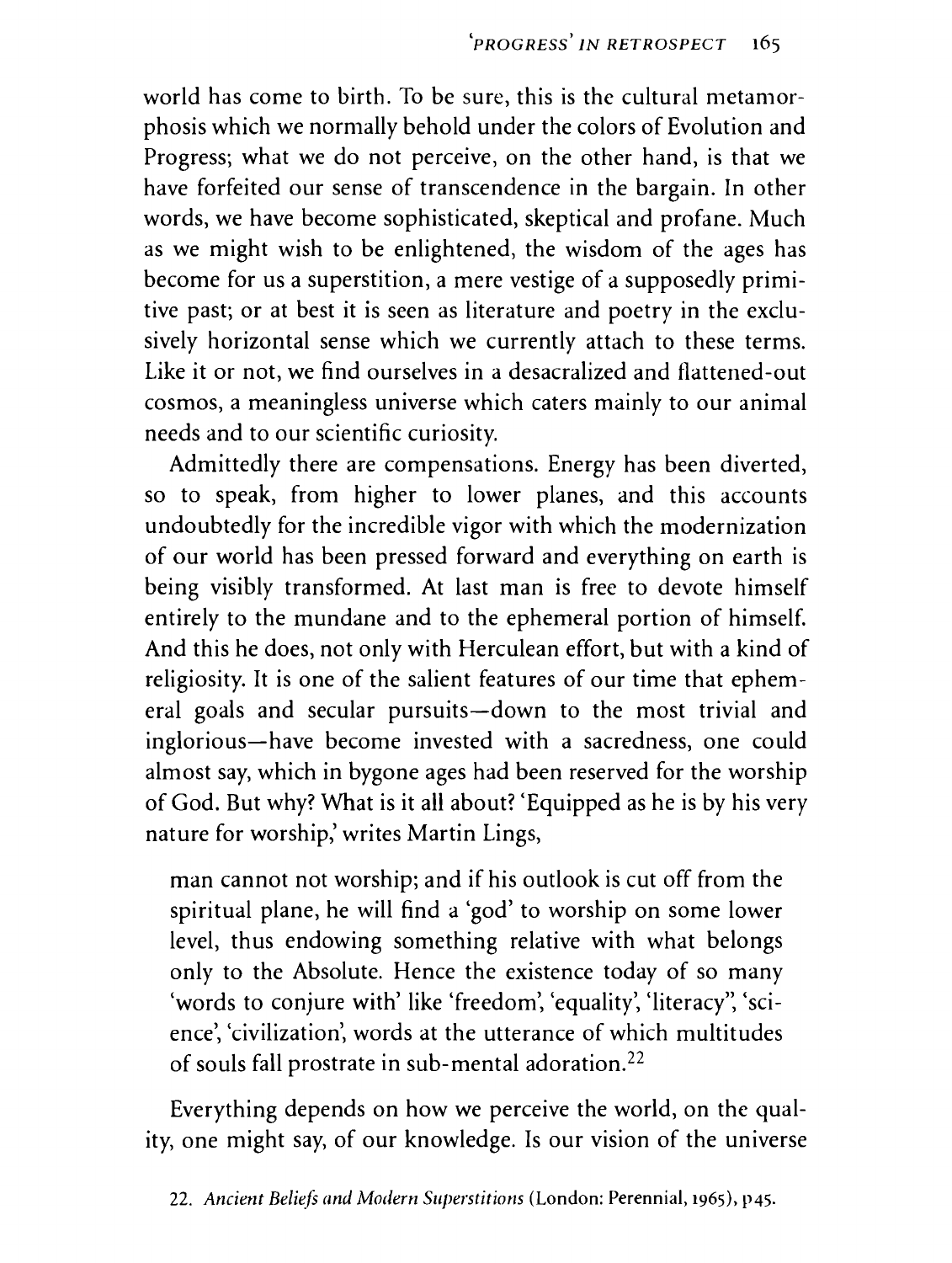world has come to birth. To be sure, this is the cultural metamorphosis which we normally behold under the colors of Evolution and Progress; what we do not perceive, on the other hand, is that we have forfeited our sense of transcendence in the bargain. In other words, we have become sophisticated, skeptical and profane. Much as we might wish to be enlightened, the wisdom of the ages has become for us a superstition, a mere vestige of a supposedly primitive past; or at best it is seen as literature and poetry in the exclusively horizontal sense which we currently attach to these terms. Like it or not, we find ourselves in a desacralized and flattened-out cosmos, a meaningless universe which caters mainly to our animal needs and to our scientific curiosity.

Admittedly there are compensations. Energy has been diverted, so to speak, from higher to lower planes, and this accounts undoubtedly for the incredible vigor with which the modernization of our world has been pressed forward and everything on earth is being visibly transformed. At last man is free to devote himself entirely to the mundane and to the ephemeral portion of himself. And this he does, not only with Herculean effort, but with a kind of religiosity. It is one of the salient features of our time that ephemeral goals and secular pursuits—down to the most trivial and inglorious—have become invested with a sacredness, one could almost say, which in bygone ages had been reserved for the worship of God. But why? What is it all about? 'Equipped as he is by his very nature for worship,' writes Martin Lings,

> man cannot not worship; and if his outlook is cut off from the spiritual plane, he will find a 'god' to worship on some lower level, thus endowing something relative with what belongs only to the Absolute. Hence the existence today of so many 'words to conjure with' like 'freedom', 'equality', 'literacy'', 'science', 'civilization', words at the utterance of which multitudes of souls fall prostrate in sub-mental adoration.[22]

Everything depends on how we perceive the world, on the quality, one might say, of our knowledge. Is our vision of the universe

22. *Ancient Beliefs and Modern Superstitions* (London: Perennial, 1965), p45.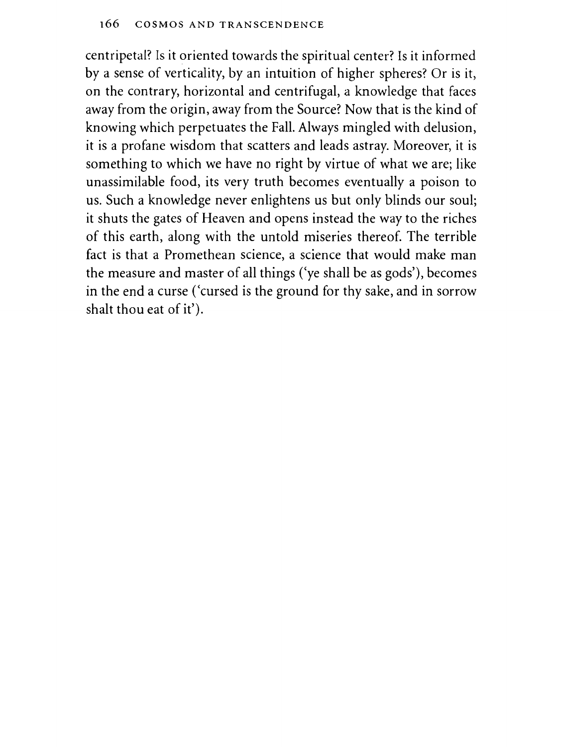centripetal? Is it oriented towards the spiritual center? Is it informed by a sense of verticality, by an intuition of higher spheres? Or is it, on the contrary, horizontal and centrifugal, a knowledge that faces away from the origin, away from the Source? Now that is the kind of knowing which perpetuates the Fall. Always mingled with delusion, it is a profane wisdom that scatters and leads astray. Moreover, it is something to which we have no right by virtue of what we are; like unassimilable food, its very truth becomes eventually a poison to us. Such a knowledge never enlightens us but only blinds our soul; it shuts the gates of Heaven and opens instead the way to the riches of this earth, along with the untold miseries thereof. The terrible fact is that a Promethean science, a science that would make man the measure and master of all things ('ye shall be as gods'), becomes in the end a curse ('cursed is the ground for thy sake, and in sorrow shalt thou eat of it').